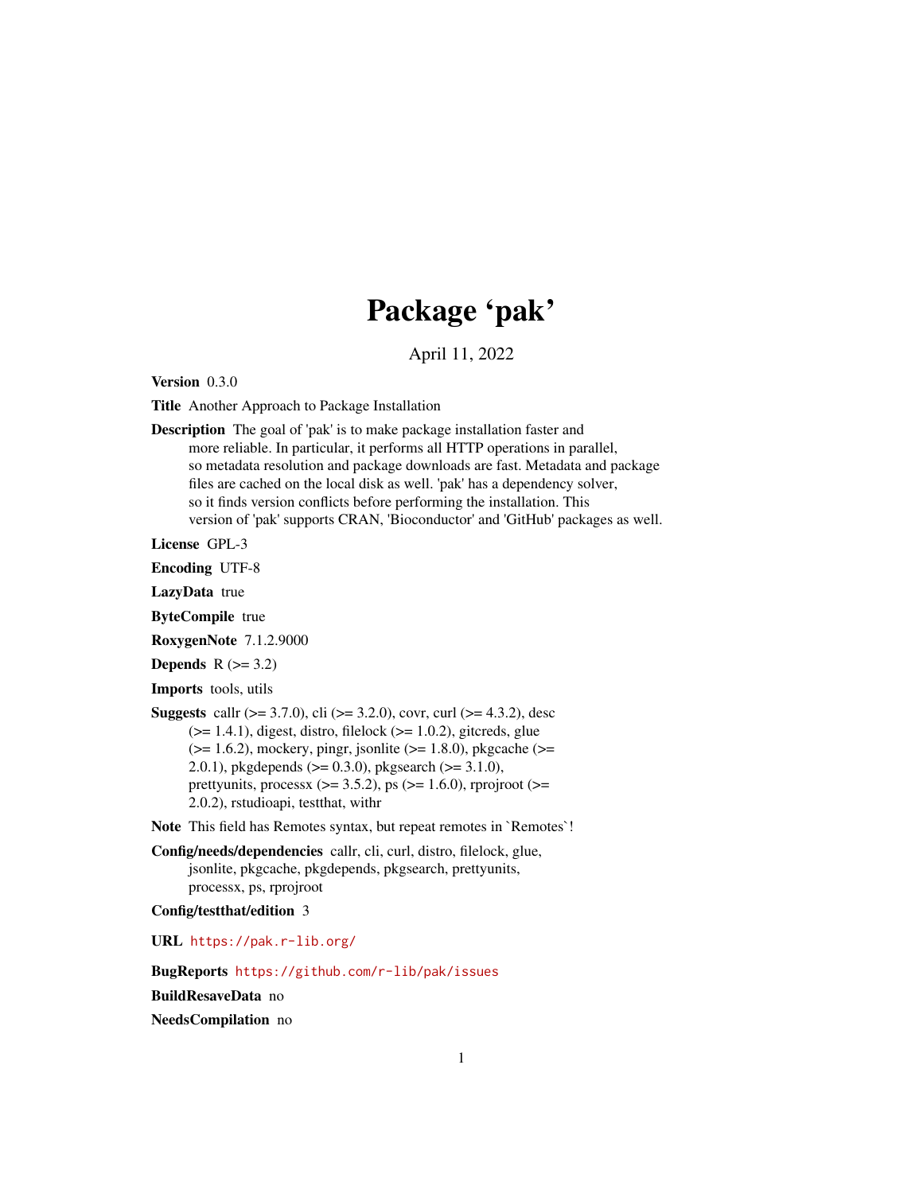# Package 'pak'

April 11, 2022

**Version** 0.3.0

**Title** Another Approach to Package Installation

**Description** The goal of 'pak' is to make package installation faster and more reliable. In particular, it performs all HTTP operations in parallel, so metadata resolution and package downloads are fast. Metadata and package files are cached on the local disk as well. 'pak' has a dependency solver, so it finds version conflicts before performing the installation. This version of 'pak' supports CRAN, 'Bioconductor' and 'GitHub' packages as well.

**License** GPL-3

**Encoding** UTF-8

**LazyData** true

**ByteCompile** true

**RoxygenNote** 7.1.2.9000

**Depends** R (>= 3.2)

**Imports** tools, utils

**Suggests** callr (>= 3.7.0), cli (>= 3.2.0), covr, curl (>= 4.3.2), desc (>= 1.4.1), digest, distro, filelock (>= 1.0.2), gitcreds, glue (>= 1.6.2), mockery, pingr, jsonlite (>= 1.8.0), pkgcache (>= 2.0.1), pkgdepends (>= 0.3.0), pkgsearch (>= 3.1.0), prettyunits, processx (>= 3.5.2), ps (>= 1.6.0), rprojroot (>= 2.0.2), rstudioapi, testthat, withr

**Note** This field has Remotes syntax, but repeat remotes in `Remotes`!

**Config/needs/dependencies** callr, cli, curl, distro, filelock, glue, jsonlite, pkgcache, pkgdepends, pkgsearch, prettyunits, processx, ps, rprojroot

**Config/testthat/edition** 3

**URL** https://pak.r-lib.org/

**BugReports** https://github.com/r-lib/pak/issues

**BuildResaveData** no

**NeedsCompilation** no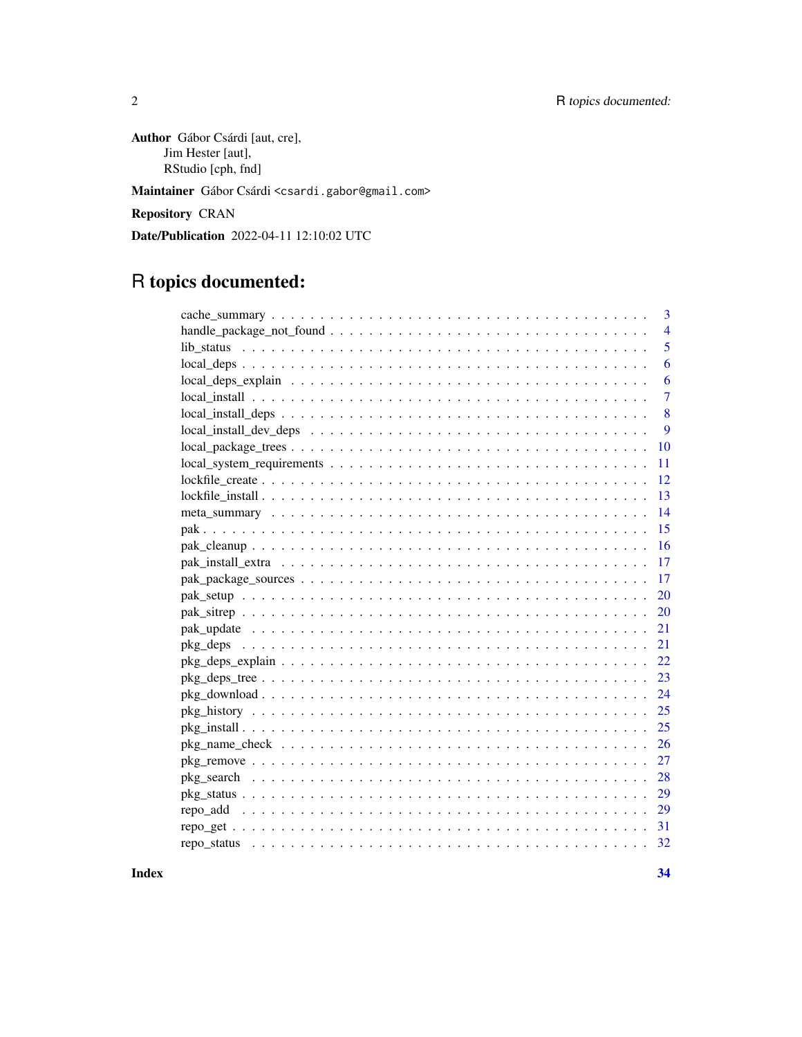**Author** Gábor Csárdi [aut, cre],
Jim Hester [aut],
RStudio [cph, fnd]

**Maintainer** Gábor Csárdi <csardi.gabor@gmail.com>

**Repository** CRAN

**Date/Publication** 2022-04-11 12:10:02 UTC

# R topics documented:

| | |
|---|---|
| cache_summary | 3 |
| handle_package_not_found | 4 |
| lib_status | 5 |
| local_deps | 6 |
| local_deps_explain | 6 |
| local_install | 7 |
| local_install_deps | 8 |
| local_install_dev_deps | 9 |
| local_package_trees | 10 |
| local_system_requirements | 11 |
| lockfile_create | 12 |
| lockfile_install | 13 |
| meta_summary | 14 |
| pak | 15 |
| pak_cleanup | 16 |
| pak_install_extra | 17 |
| pak_package_sources | 17 |
| pak_setup | 20 |
| pak_sitrep | 20 |
| pak_update | 21 |
| pkg_deps | 21 |
| pkg_deps_explain | 22 |
| pkg_deps_tree | 23 |
| pkg_download | 24 |
| pkg_history | 25 |
| pkg_install | 25 |
| pkg_name_check | 26 |
| pkg_remove | 27 |
| pkg_search | 28 |
| pkg_status | 29 |
| repo_add | 29 |
| repo_get | 31 |
| repo_status | 32 |

**Index** **34**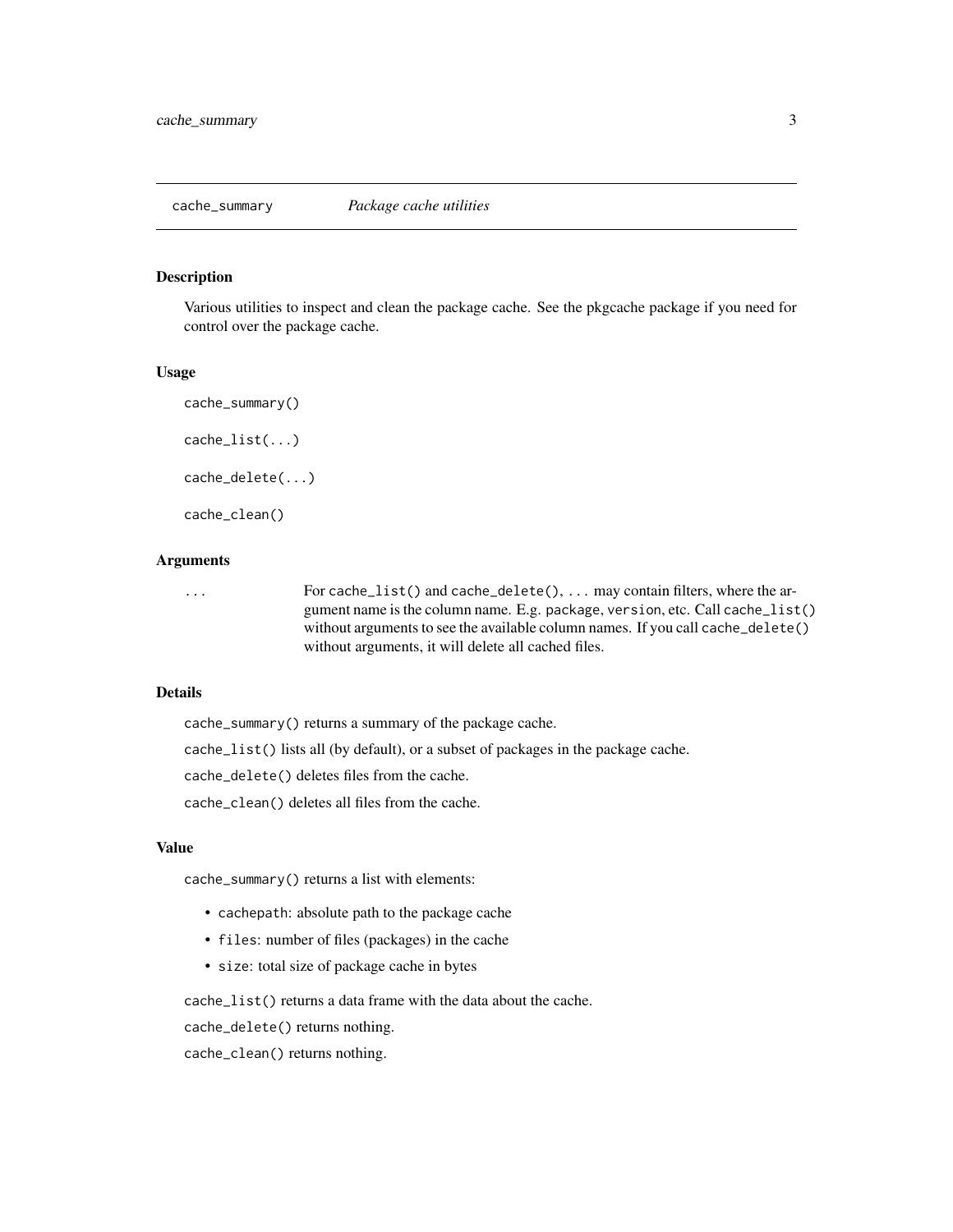## cache_summary — *Package cache utilities*

### Description

Various utilities to inspect and clean the package cache. See the pkgcache package if you need for control over the package cache.

### Usage

```
cache_summary()

cache_list(...)

cache_delete(...)

cache_clean()
```

### Arguments

| | |
|---|---|
| `...` | For `cache_list()` and `cache_delete()`, `...` may contain filters, where the argument name is the column name. E.g. `package`, `version`, etc. Call `cache_list()` without arguments to see the available column names. If you call `cache_delete()` without arguments, it will delete all cached files. |

### Details

`cache_summary()` returns a summary of the package cache.

`cache_list()` lists all (by default), or a subset of packages in the package cache.

`cache_delete()` deletes files from the cache.

`cache_clean()` deletes all files from the cache.

### Value

`cache_summary()` returns a list with elements:

- `cachepath`: absolute path to the package cache
- `files`: number of files (packages) in the cache
- `size`: total size of package cache in bytes

`cache_list()` returns a data frame with the data about the cache.

`cache_delete()` returns nothing.

`cache_clean()` returns nothing.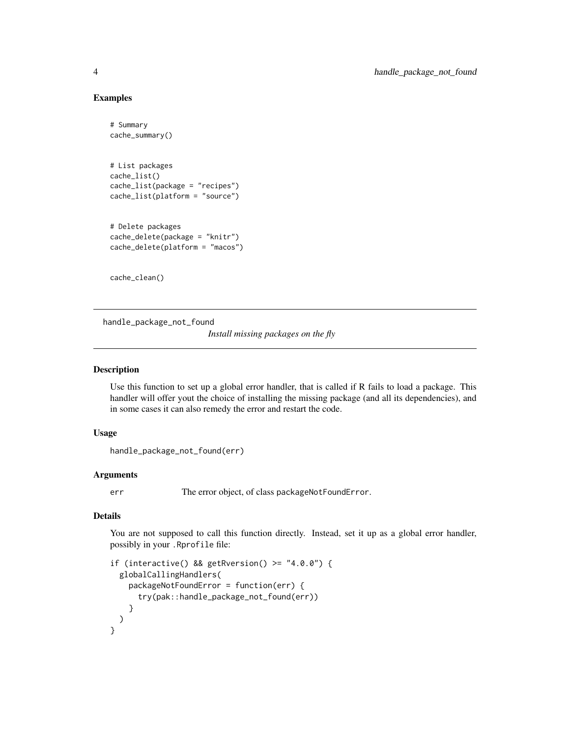## Examples

```
# Summary
cache_summary()


# List packages
cache_list()
cache_list(package = "recipes")
cache_list(platform = "source")


# Delete packages
cache_delete(package = "knitr")
cache_delete(platform = "macos")


cache_clean()
```

---

handle_package_not_found    *Install missing packages on the fly*

---

### Description

Use this function to set up a global error handler, that is called if R fails to load a package. This handler will offer yout the choice of installing the missing package (and all its dependencies), and in some cases it can also remedy the error and restart the code.

### Usage

```
handle_package_not_found(err)
```

### Arguments

| | |
|---|---|
| err | The error object, of class `packageNotFoundError`. |

### Details

You are not supposed to call this function directly. Instead, set it up as a global error handler, possibly in your `.Rprofile` file:

```
if (interactive() && getRversion() >= "4.0.0") {
  globalCallingHandlers(
    packageNotFoundError = function(err) {
      try(pak::handle_package_not_found(err))
    }
  )
}
```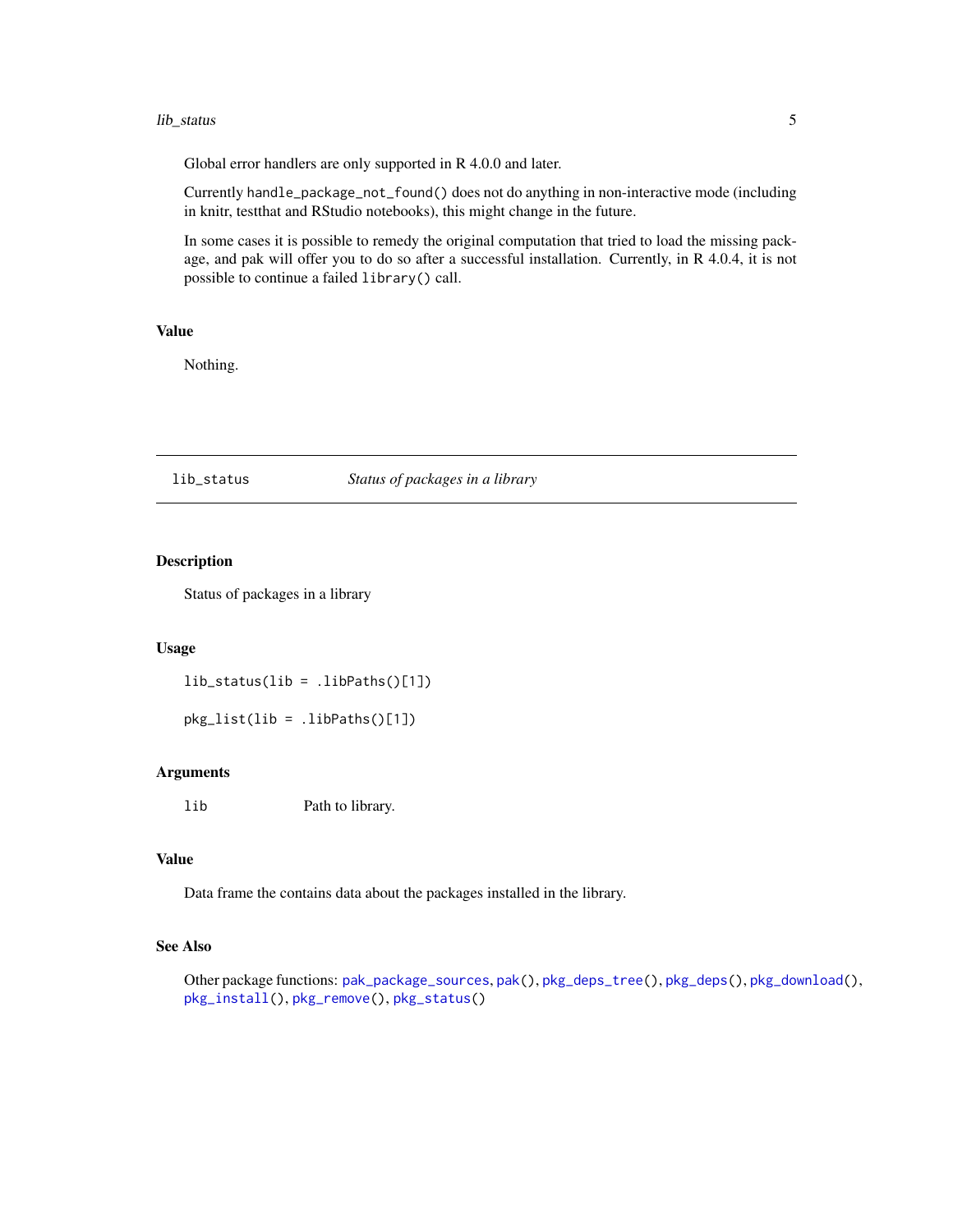Global error handlers are only supported in R 4.0.0 and later.

Currently `handle_package_not_found()` does not do anything in non-interactive mode (including in knitr, testthat and RStudio notebooks), this might change in the future.

In some cases it is possible to remedy the original computation that tried to load the missing package, and pak will offer you to do so after a successful installation. Currently, in R 4.0.4, it is not possible to continue a failed `library()` call.

### Value

Nothing.

---

## lib_status — *Status of packages in a library*

---

### Description

Status of packages in a library

### Usage

```
lib_status(lib = .libPaths()[1])

pkg_list(lib = .libPaths()[1])
```

### Arguments

| | |
|---|---|
| `lib` | Path to library. |

### Value

Data frame the contains data about the packages installed in the library.

### See Also

Other package functions: `pak_package_sources`, `pak()`, `pkg_deps_tree()`, `pkg_deps()`, `pkg_download()`, `pkg_install()`, `pkg_remove()`, `pkg_status()`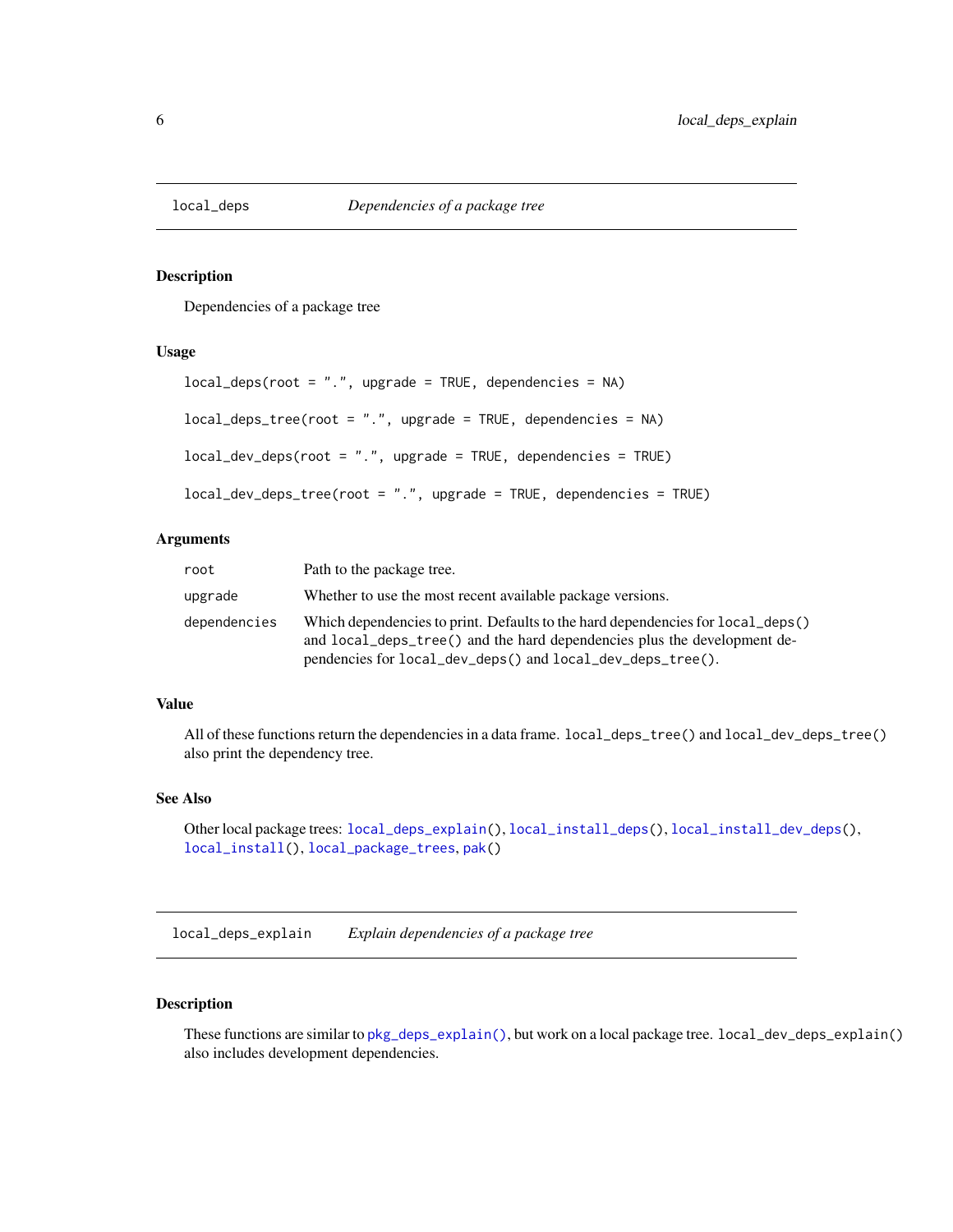## local_deps — *Dependencies of a package tree*

### Description

Dependencies of a package tree

### Usage

```
local_deps(root = ".", upgrade = TRUE, dependencies = NA)

local_deps_tree(root = ".", upgrade = TRUE, dependencies = NA)

local_dev_deps(root = ".", upgrade = TRUE, dependencies = TRUE)

local_dev_deps_tree(root = ".", upgrade = TRUE, dependencies = TRUE)
```

### Arguments

| | |
|---|---|
| root | Path to the package tree. |
| upgrade | Whether to use the most recent available package versions. |
| dependencies | Which dependencies to print. Defaults to the hard dependencies for `local_deps()` and `local_deps_tree()` and the hard dependencies plus the development dependencies for `local_dev_deps()` and `local_dev_deps_tree()`. |

### Value

All of these functions return the dependencies in a data frame. `local_deps_tree()` and `local_dev_deps_tree()` also print the dependency tree.

### See Also

Other local package trees: `local_deps_explain()`, `local_install_deps()`, `local_install_dev_deps()`, `local_install()`, `local_package_trees`, `pak()`

## local_deps_explain — *Explain dependencies of a package tree*

### Description

These functions are similar to `pkg_deps_explain()`, but work on a local package tree. `local_dev_deps_explain()` also includes development dependencies.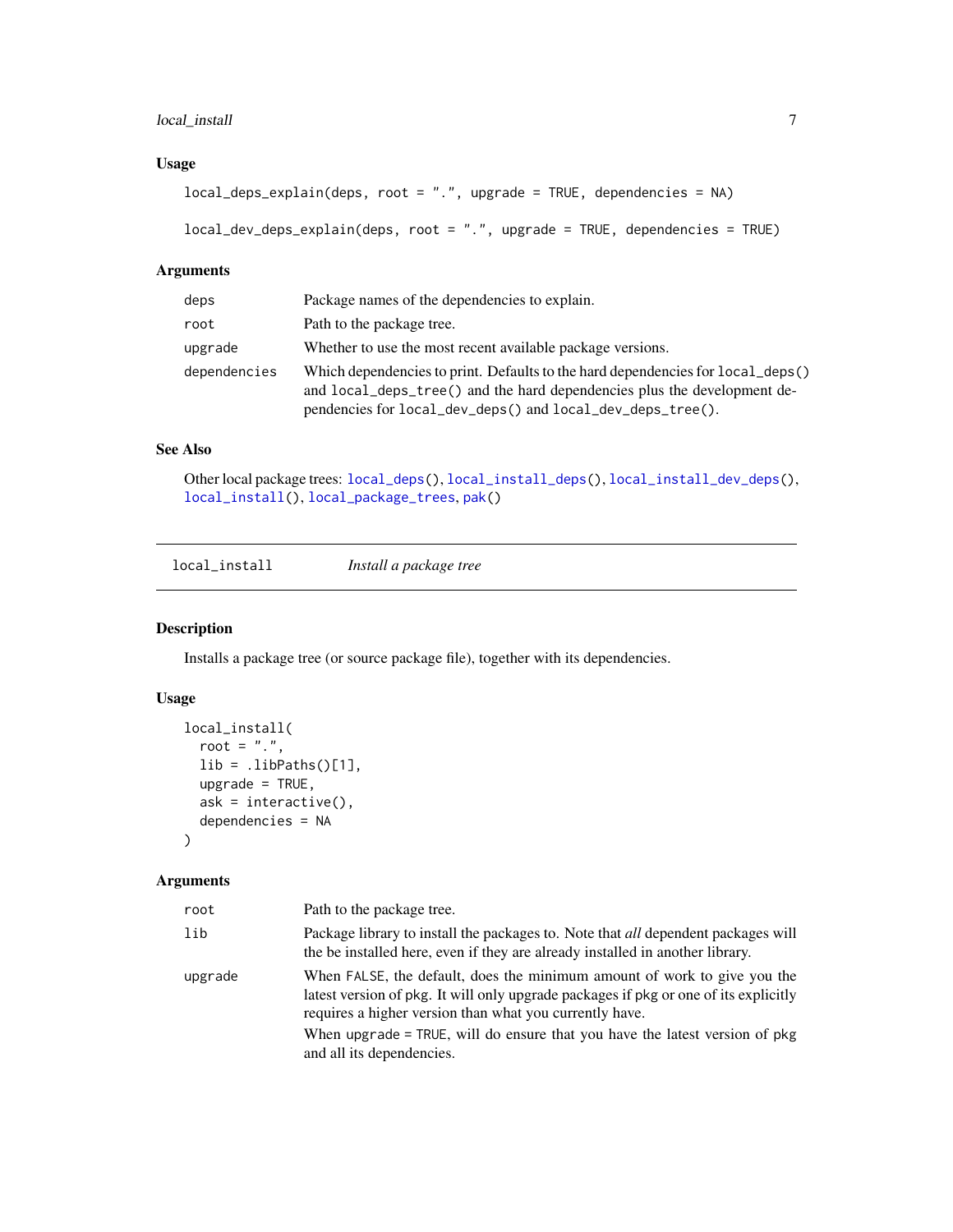### Usage

```
local_deps_explain(deps, root = ".", upgrade = TRUE, dependencies = NA)

local_dev_deps_explain(deps, root = ".", upgrade = TRUE, dependencies = TRUE)
```

### Arguments

| | |
|---|---|
| deps | Package names of the dependencies to explain. |
| root | Path to the package tree. |
| upgrade | Whether to use the most recent available package versions. |
| dependencies | Which dependencies to print. Defaults to the hard dependencies for `local_deps()` and `local_deps_tree()` and the hard dependencies plus the development dependencies for `local_dev_deps()` and `local_dev_deps_tree()`. |

### See Also

Other local package trees: `local_deps()`, `local_install_deps()`, `local_install_dev_deps()`, `local_install()`, `local_package_trees`, `pak()`

---

## local_install *Install a package tree*

### Description

Installs a package tree (or source package file), together with its dependencies.

### Usage

```
local_install(
  root = ".",
  lib = .libPaths()[1],
  upgrade = TRUE,
  ask = interactive(),
  dependencies = NA
)
```

### Arguments

| | |
|---|---|
| root | Path to the package tree. |
| lib | Package library to install the packages to. Note that *all* dependent packages will the be installed here, even if they are already installed in another library. |
| upgrade | When `FALSE`, the default, does the minimum amount of work to give you the latest version of pkg. It will only upgrade packages if pkg or one of its explicitly requires a higher version than what you currently have.<br>When `upgrade = TRUE`, will do ensure that you have the latest version of pkg and all its dependencies. |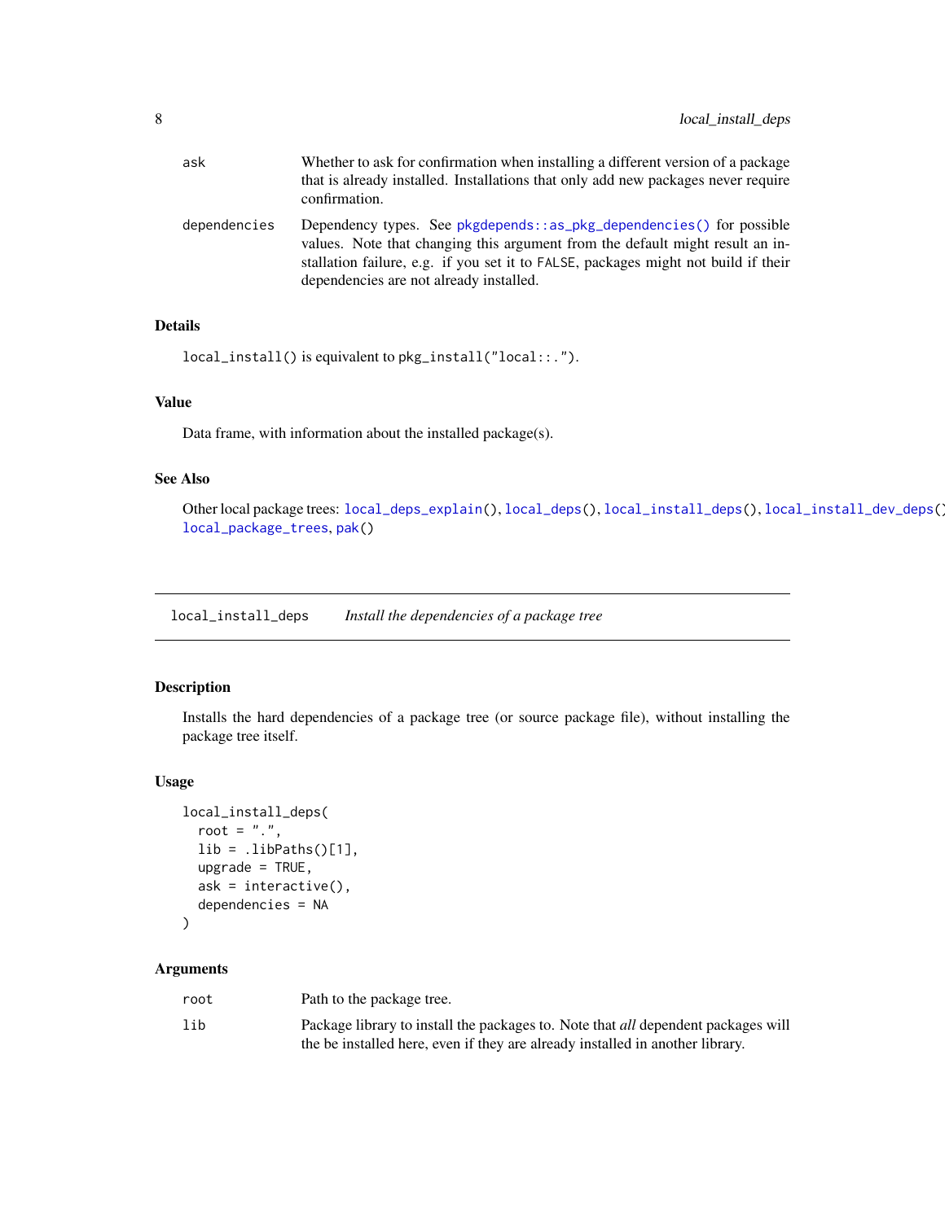| | |
|---|---|
| ask | Whether to ask for confirmation when installing a different version of a package that is already installed. Installations that only add new packages never require confirmation. |
| dependencies | Dependency types. See pkgdepends::as_pkg_dependencies() for possible values. Note that changing this argument from the default might result an installation failure, e.g. if you set it to FALSE, packages might not build if their dependencies are not already installed. |

### Details

local_install() is equivalent to pkg_install("local::.").

### Value

Data frame, with information about the installed package(s).

### See Also

Other local package trees: local_deps_explain(), local_deps(), local_install_deps(), local_install_dev_deps(), local_package_trees, pak()

---

## local_install_deps — *Install the dependencies of a package tree*

### Description

Installs the hard dependencies of a package tree (or source package file), without installing the package tree itself.

### Usage

```
local_install_deps(
  root = ".",
  lib = .libPaths()[1],
  upgrade = TRUE,
  ask = interactive(),
  dependencies = NA
)
```

### Arguments

| | |
|---|---|
| root | Path to the package tree. |
| lib | Package library to install the packages to. Note that *all* dependent packages will the be installed here, even if they are already installed in another library. |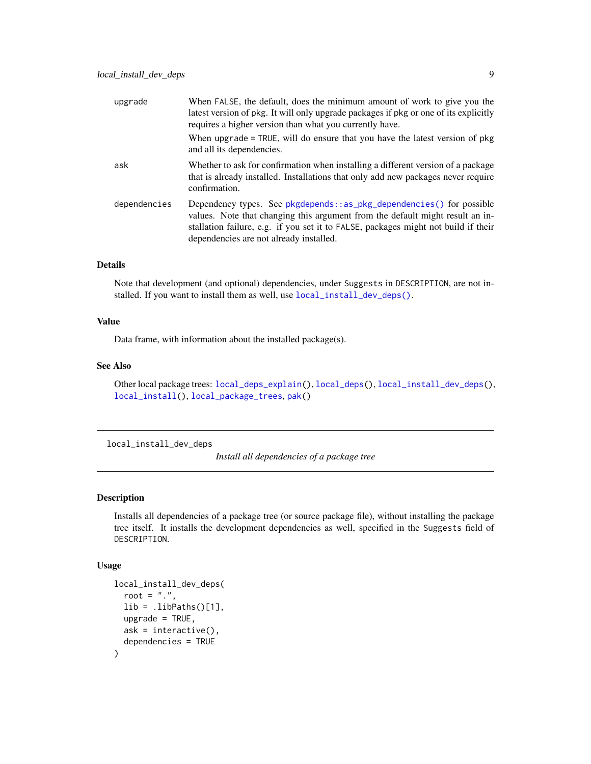| | |
|---|---|
| `upgrade` | When `FALSE`, the default, does the minimum amount of work to give you the latest version of pkg. It will only upgrade packages if pkg or one of its explicitly requires a higher version than what you currently have.<br><br>When `upgrade = TRUE`, will do ensure that you have the latest version of pkg and all its dependencies. |
| `ask` | Whether to ask for confirmation when installing a different version of a package that is already installed. Installations that only add new packages never require confirmation. |
| `dependencies` | Dependency types. See `pkgdepends::as_pkg_dependencies()` for possible values. Note that changing this argument from the default might result an installation failure, e.g. if you set it to `FALSE`, packages might not build if their dependencies are not already installed. |

### Details

Note that development (and optional) dependencies, under `Suggests` in `DESCRIPTION`, are not installed. If you want to install them as well, use `local_install_dev_deps()`.

### Value

Data frame, with information about the installed package(s).

### See Also

Other local package trees: `local_deps_explain()`, `local_deps()`, `local_install_dev_deps()`, `local_install()`, `local_package_trees`, `pak()`

---

## local_install_dev_deps

*Install all dependencies of a package tree*

### Description

Installs all dependencies of a package tree (or source package file), without installing the package tree itself. It installs the development dependencies as well, specified in the `Suggests` field of `DESCRIPTION`.

### Usage

```
local_install_dev_deps(
  root = ".",
  lib = .libPaths()[1],
  upgrade = TRUE,
  ask = interactive(),
  dependencies = TRUE
)
```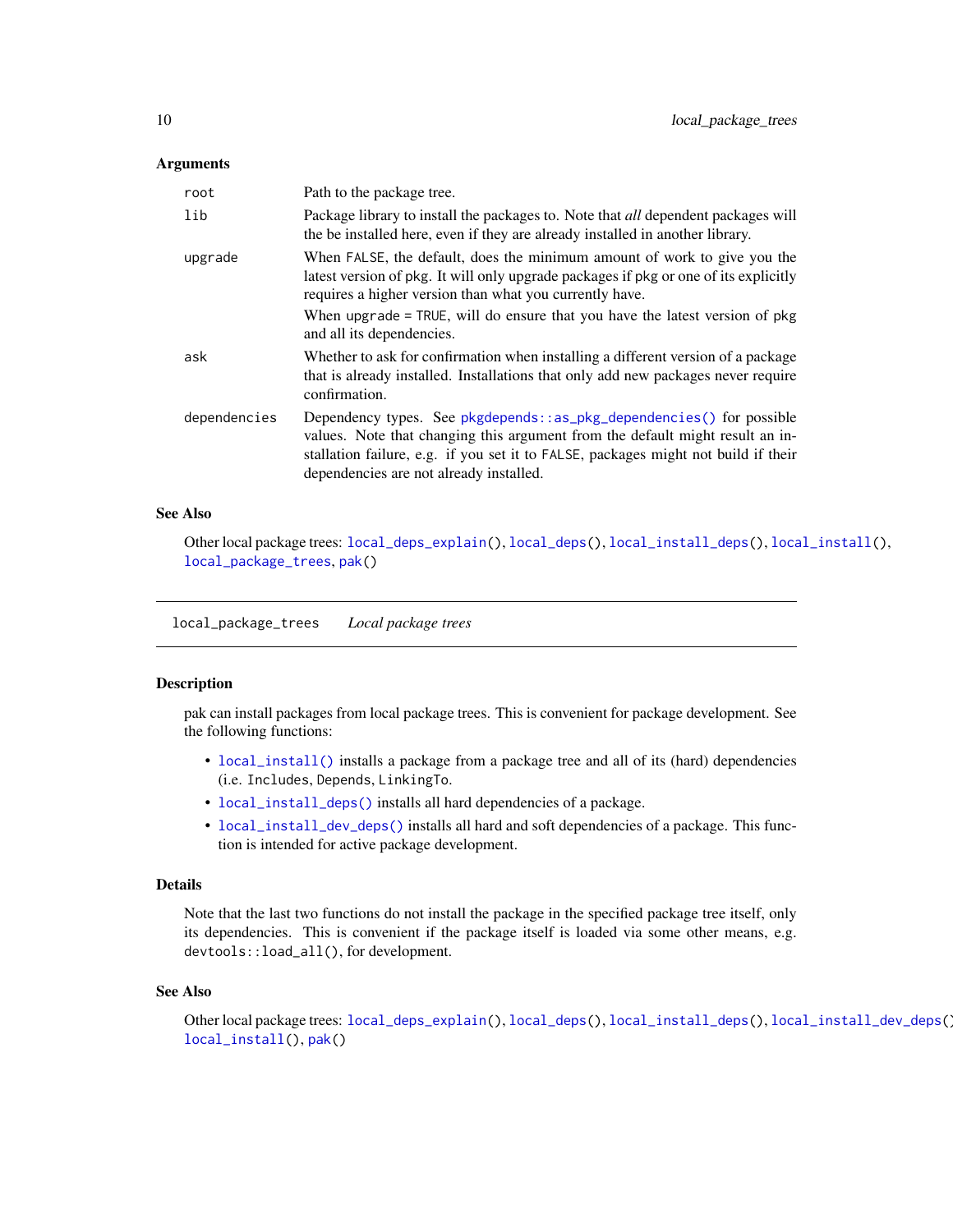### Arguments

| | |
|---|---|
| `root` | Path to the package tree. |
| `lib` | Package library to install the packages to. Note that *all* dependent packages will the be installed here, even if they are already installed in another library. |
| `upgrade` | When `FALSE`, the default, does the minimum amount of work to give you the latest version of pkg. It will only upgrade packages if pkg or one of its explicitly requires a higher version than what you currently have. When `upgrade = TRUE`, will do ensure that you have the latest version of pkg and all its dependencies. |
| `ask` | Whether to ask for confirmation when installing a different version of a package that is already installed. Installations that only add new packages never require confirmation. |
| `dependencies` | Dependency types. See `pkgdepends::as_pkg_dependencies()` for possible values. Note that changing this argument from the default might result an installation failure, e.g. if you set it to `FALSE`, packages might not build if their dependencies are not already installed. |

### See Also

Other local package trees: `local_deps_explain()`, `local_deps()`, `local_install_deps()`, `local_install()`, `local_package_trees`, `pak()`

---

## `local_package_trees` *Local package trees*

### Description

pak can install packages from local package trees. This is convenient for package development. See the following functions:

- `local_install()` installs a package from a package tree and all of its (hard) dependencies (i.e. `Includes`, `Depends`, `LinkingTo`.
- `local_install_deps()` installs all hard dependencies of a package.
- `local_install_dev_deps()` installs all hard and soft dependencies of a package. This function is intended for active package development.

### Details

Note that the last two functions do not install the package in the specified package tree itself, only its dependencies. This is convenient if the package itself is loaded via some other means, e.g. `devtools::load_all()`, for development.

### See Also

Other local package trees: `local_deps_explain()`, `local_deps()`, `local_install_deps()`, `local_install_dev_deps()`, `local_install()`, `pak()`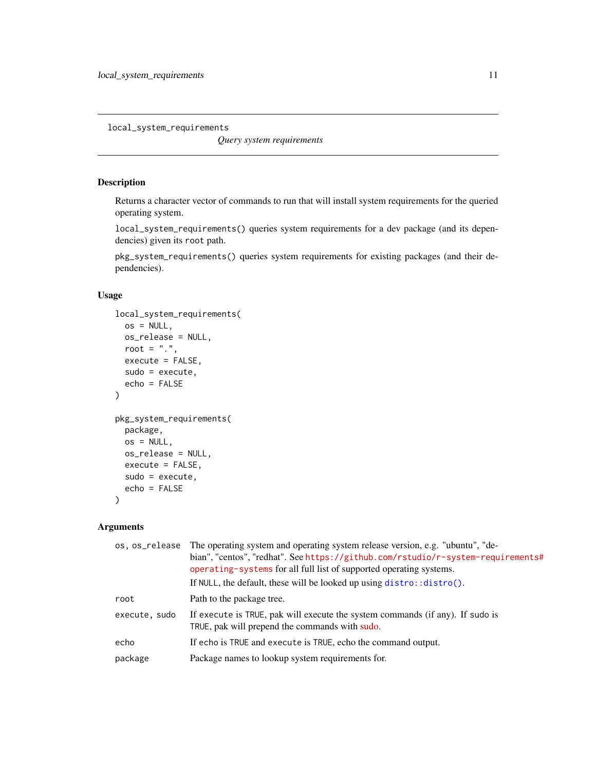## local_system_requirements

*Query system requirements*

### Description

Returns a character vector of commands to run that will install system requirements for the queried operating system.

`local_system_requirements()` queries system requirements for a dev package (and its dependencies) given its `root` path.

`pkg_system_requirements()` queries system requirements for existing packages (and their dependencies).

### Usage

```
local_system_requirements(
  os = NULL,
  os_release = NULL,
  root = ".",
  execute = FALSE,
  sudo = execute,
  echo = FALSE
)

pkg_system_requirements(
  package,
  os = NULL,
  os_release = NULL,
  execute = FALSE,
  sudo = execute,
  echo = FALSE
)
```

### Arguments

| | |
|---|---|
| `os, os_release` | The operating system and operating system release version, e.g. "ubuntu", "debian", "centos", "redhat". See `https://github.com/rstudio/r-system-requirements#operating-systems` for all full list of supported operating systems. If `NULL`, the default, these will be looked up using `distro::distro()`. |
| `root` | Path to the package tree. |
| `execute, sudo` | If `execute` is `TRUE`, pak will execute the system commands (if any). If `sudo` is `TRUE`, pak will prepend the commands with sudo. |
| `echo` | If `echo` is `TRUE` and `execute` is `TRUE`, echo the command output. |
| `package` | Package names to lookup system requirements for. |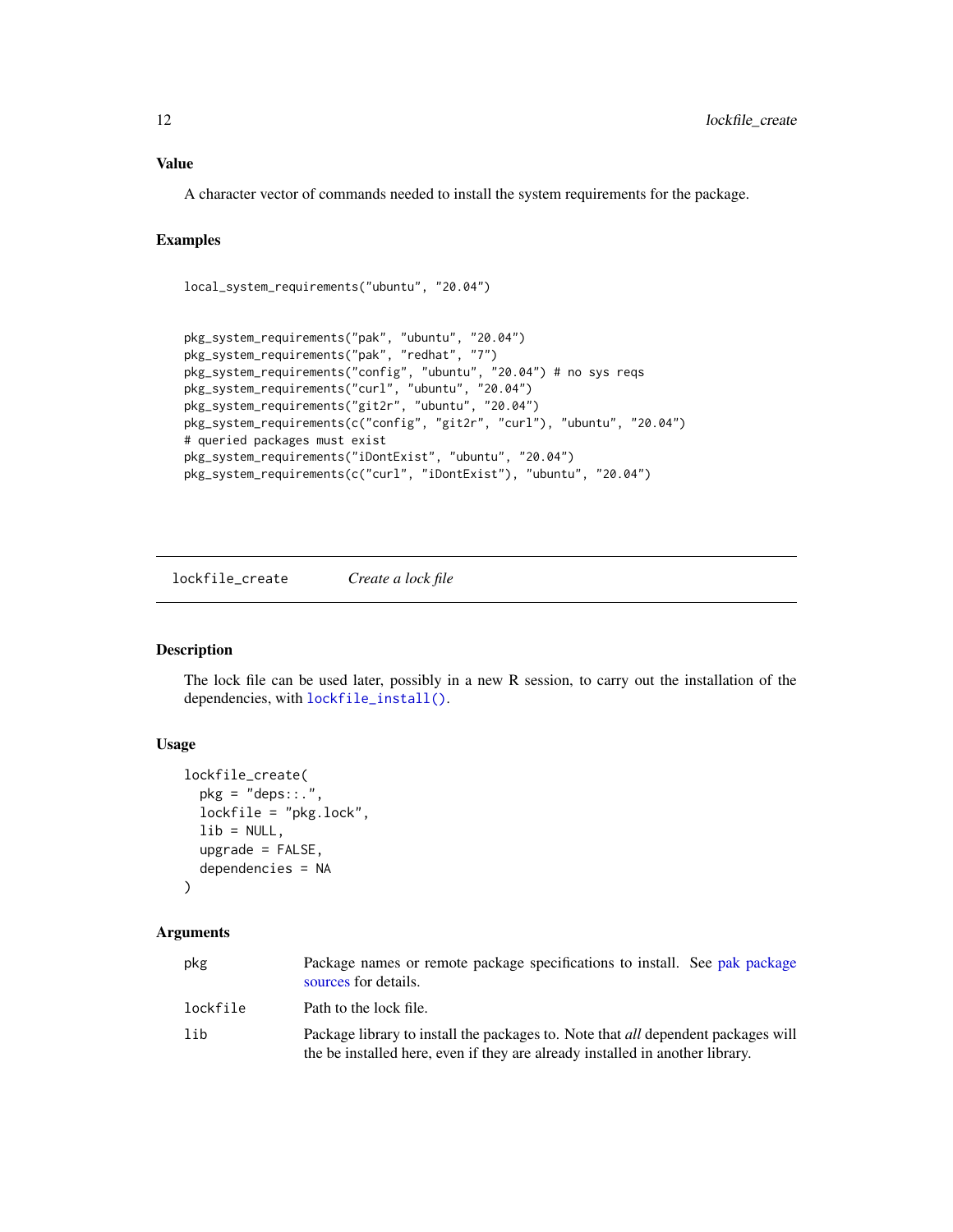### Value

A character vector of commands needed to install the system requirements for the package.

### Examples

```
local_system_requirements("ubuntu", "20.04")


pkg_system_requirements("pak", "ubuntu", "20.04")
pkg_system_requirements("pak", "redhat", "7")
pkg_system_requirements("config", "ubuntu", "20.04") # no sys reqs
pkg_system_requirements("curl", "ubuntu", "20.04")
pkg_system_requirements("git2r", "ubuntu", "20.04")
pkg_system_requirements(c("config", "git2r", "curl"), "ubuntu", "20.04")
# queried packages must exist
pkg_system_requirements("iDontExist", "ubuntu", "20.04")
pkg_system_requirements(c("curl", "iDontExist"), "ubuntu", "20.04")
```

---

## lockfile_create    *Create a lock file*

### Description

The lock file can be used later, possibly in a new R session, to carry out the installation of the dependencies, with `lockfile_install()`.

### Usage

```
lockfile_create(
  pkg = "deps::.",
  lockfile = "pkg.lock",
  lib = NULL,
  upgrade = FALSE,
  dependencies = NA
)
```

### Arguments

| | |
|---|---|
| `pkg` | Package names or remote package specifications to install. See pak package sources for details. |
| `lockfile` | Path to the lock file. |
| `lib` | Package library to install the packages to. Note that *all* dependent packages will the be installed here, even if they are already installed in another library. |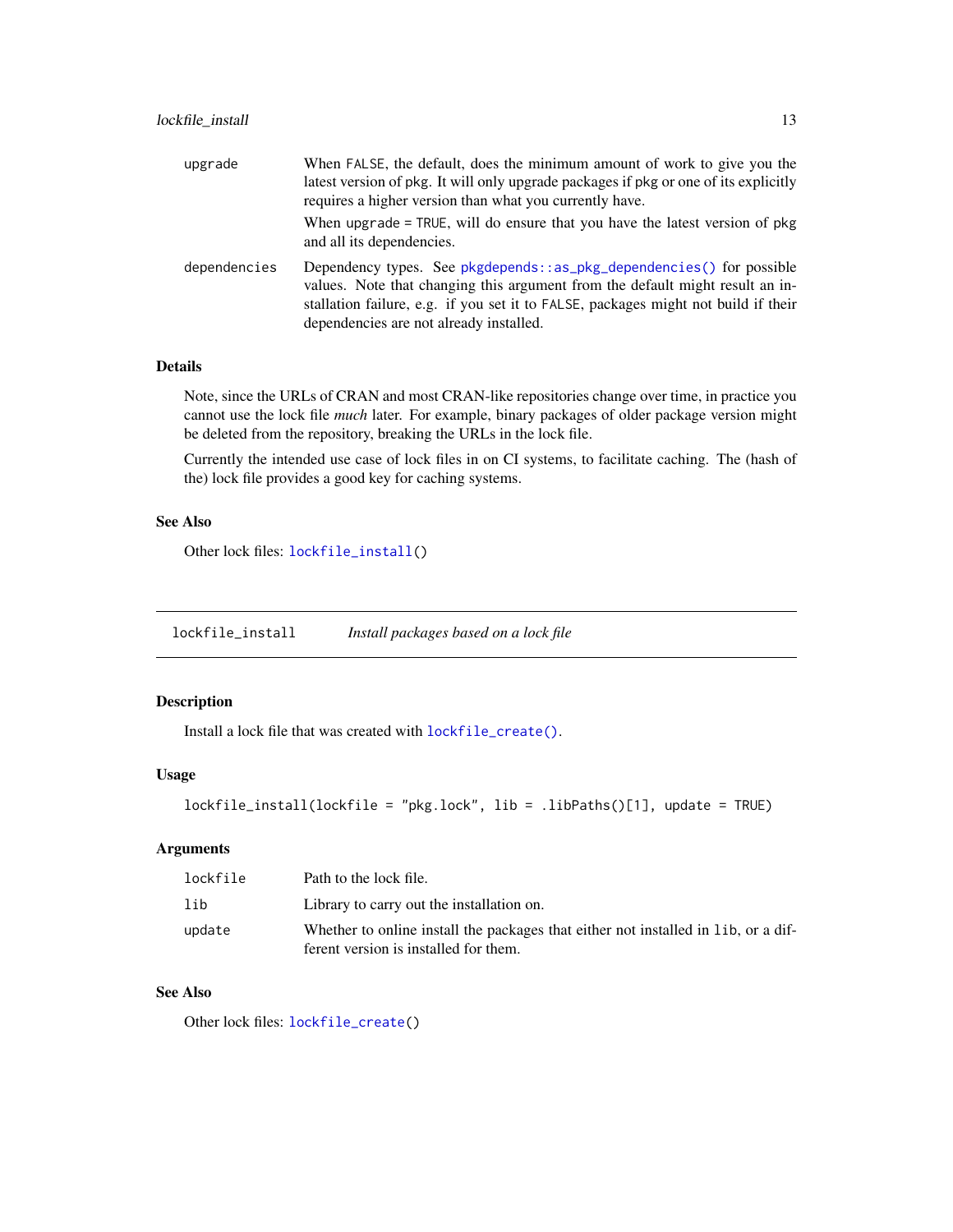| | |
|---|---|
| `upgrade` | When `FALSE`, the default, does the minimum amount of work to give you the latest version of pkg. It will only upgrade packages if pkg or one of its explicitly requires a higher version than what you currently have. When `upgrade = TRUE`, will do ensure that you have the latest version of pkg and all its dependencies. |
| `dependencies` | Dependency types. See `pkgdepends::as_pkg_dependencies()` for possible values. Note that changing this argument from the default might result an installation failure, e.g. if you set it to `FALSE`, packages might not build if their dependencies are not already installed. |

### Details

Note, since the URLs of CRAN and most CRAN-like repositories change over time, in practice you cannot use the lock file *much* later. For example, binary packages of older package version might be deleted from the repository, breaking the URLs in the lock file.

Currently the intended use case of lock files in on CI systems, to facilitate caching. The (hash of the) lock file provides a good key for caching systems.

### See Also

Other lock files: `lockfile_install()`

---

## `lockfile_install` *Install packages based on a lock file*

### Description

Install a lock file that was created with `lockfile_create()`.

### Usage

```
lockfile_install(lockfile = "pkg.lock", lib = .libPaths()[1], update = TRUE)
```

### Arguments

| | |
|---|---|
| `lockfile` | Path to the lock file. |
| `lib` | Library to carry out the installation on. |
| `update` | Whether to online install the packages that either not installed in `lib`, or a different version is installed for them. |

### See Also

Other lock files: `lockfile_create()`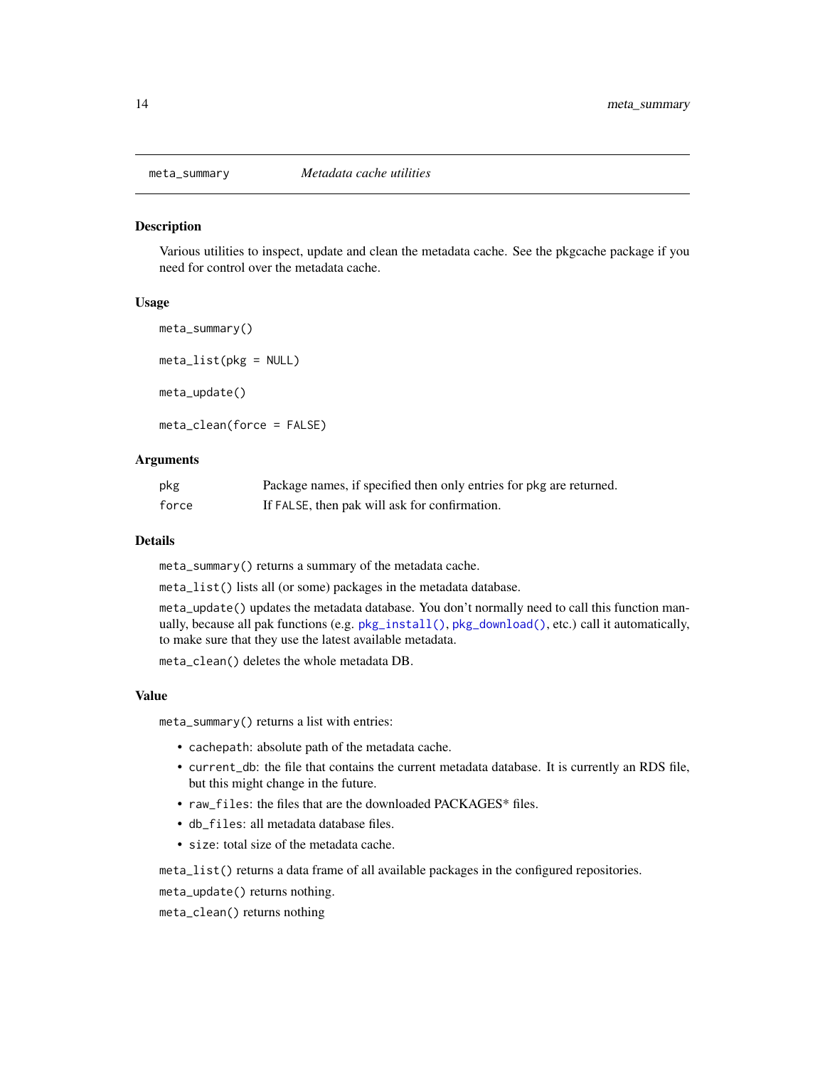## meta_summary *Metadata cache utilities*

### Description

Various utilities to inspect, update and clean the metadata cache. See the pkgcache package if you need for control over the metadata cache.

### Usage

```
meta_summary()

meta_list(pkg = NULL)

meta_update()

meta_clean(force = FALSE)
```

### Arguments

| | |
|---|---|
| `pkg` | Package names, if specified then only entries for `pkg` are returned. |
| `force` | If `FALSE`, then pak will ask for confirmation. |

### Details

`meta_summary()` returns a summary of the metadata cache.

`meta_list()` lists all (or some) packages in the metadata database.

`meta_update()` updates the metadata database. You don't normally need to call this function manually, because all pak functions (e.g. `pkg_install()`, `pkg_download()`, etc.) call it automatically, to make sure that they use the latest available metadata.

`meta_clean()` deletes the whole metadata DB.

### Value

`meta_summary()` returns a list with entries:

- `cachepath`: absolute path of the metadata cache.
- `current_db`: the file that contains the current metadata database. It is currently an RDS file, but this might change in the future.
- `raw_files`: the files that are the downloaded PACKAGES* files.
- `db_files`: all metadata database files.
- `size`: total size of the metadata cache.

`meta_list()` returns a data frame of all available packages in the configured repositories.

`meta_update()` returns nothing.

`meta_clean()` returns nothing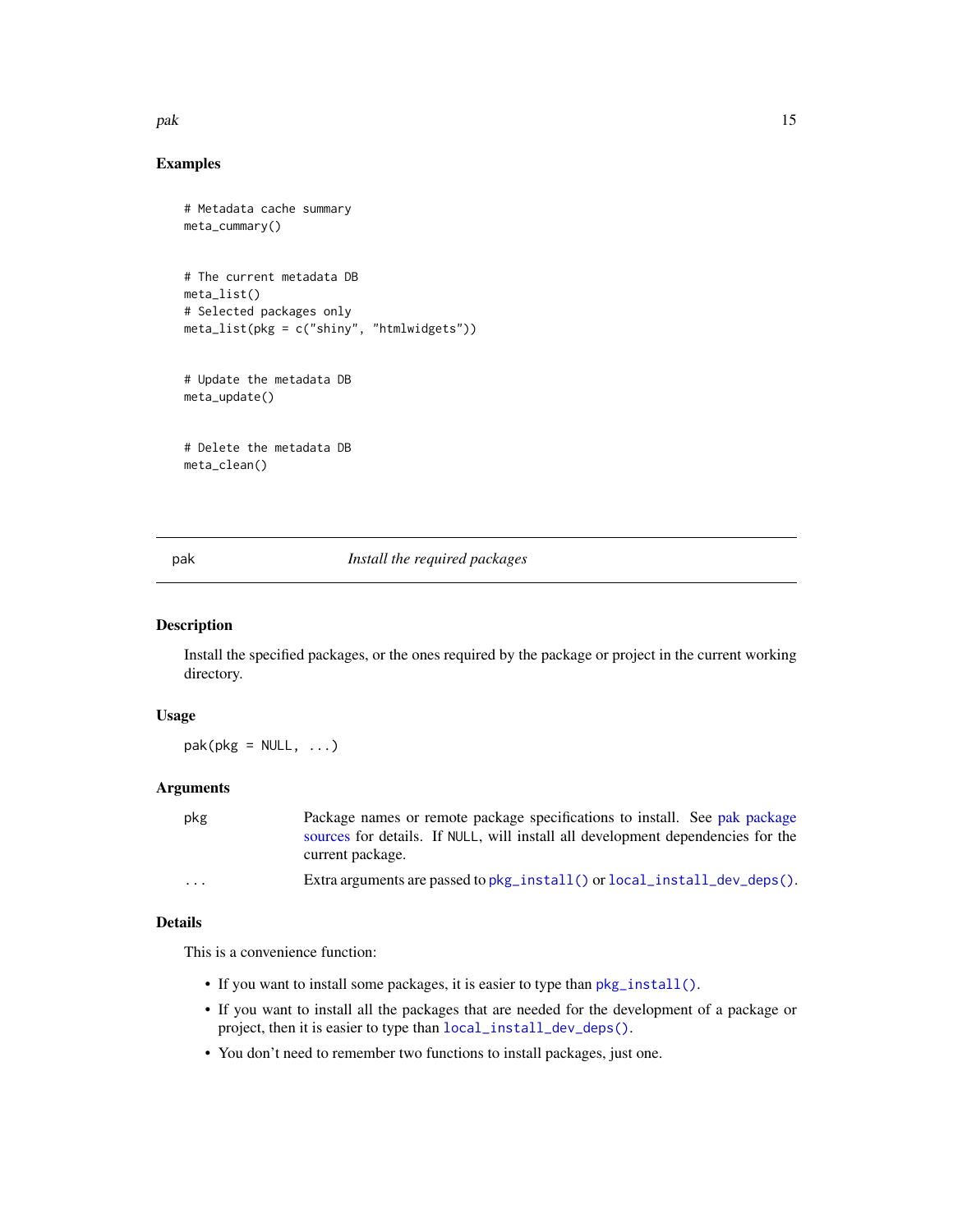### Examples

```
# Metadata cache summary
meta_cummary()


# The current metadata DB
meta_list()
# Selected packages only
meta_list(pkg = c("shiny", "htmlwidgets"))


# Update the metadata DB
meta_update()


# Delete the metadata DB
meta_clean()
```

---

## pak — *Install the required packages*

---

### Description

Install the specified packages, or the ones required by the package or project in the current working directory.

### Usage

```
pak(pkg = NULL, ...)
```

### Arguments

| | |
|---|---|
| pkg | Package names or remote package specifications to install. See pak package sources for details. If NULL, will install all development dependencies for the current package. |
| ... | Extra arguments are passed to `pkg_install()` or `local_install_dev_deps()`. |

### Details

This is a convenience function:

- If you want to install some packages, it is easier to type than `pkg_install()`.
- If you want to install all the packages that are needed for the development of a package or project, then it is easier to type than `local_install_dev_deps()`.
- You don't need to remember two functions to install packages, just one.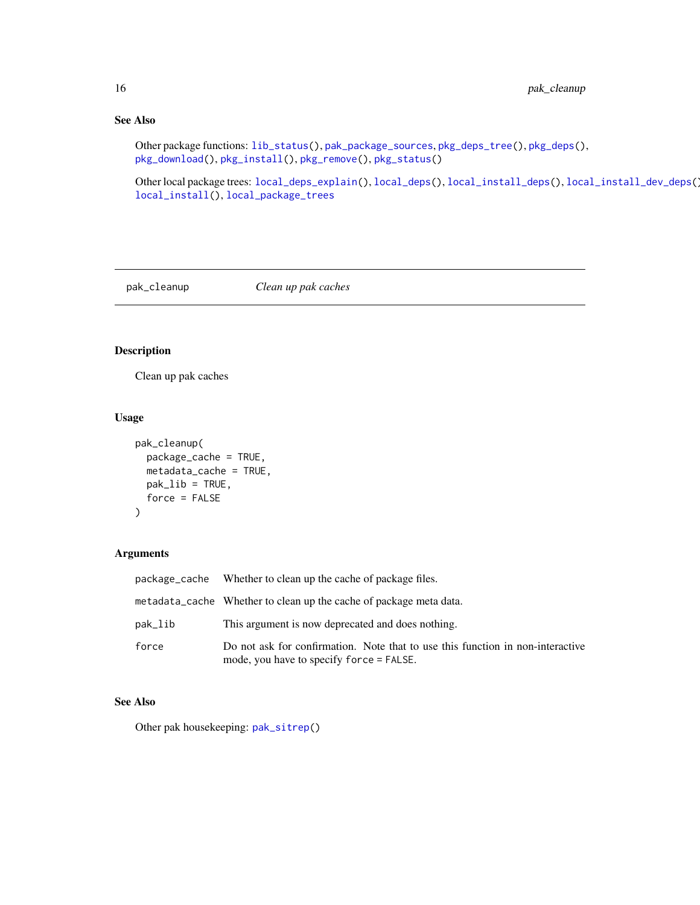### See Also

Other package functions: `lib_status()`, `pak_package_sources`, `pkg_deps_tree()`, `pkg_deps()`, `pkg_download()`, `pkg_install()`, `pkg_remove()`, `pkg_status()`

Other local package trees: `local_deps_explain()`, `local_deps()`, `local_install_deps()`, `local_install_dev_deps()`, `local_install()`, `local_package_trees`

---

## pak_cleanup — *Clean up pak caches*

### Description

Clean up pak caches

### Usage

```
pak_cleanup(
  package_cache = TRUE,
  metadata_cache = TRUE,
  pak_lib = TRUE,
  force = FALSE
)
```

### Arguments

| Argument | Description |
|---|---|
| `package_cache` | Whether to clean up the cache of package files. |
| `metadata_cache` | Whether to clean up the cache of package meta data. |
| `pak_lib` | This argument is now deprecated and does nothing. |
| `force` | Do not ask for confirmation. Note that to use this function in non-interactive mode, you have to specify `force = FALSE`. |

### See Also

Other pak housekeeping: `pak_sitrep()`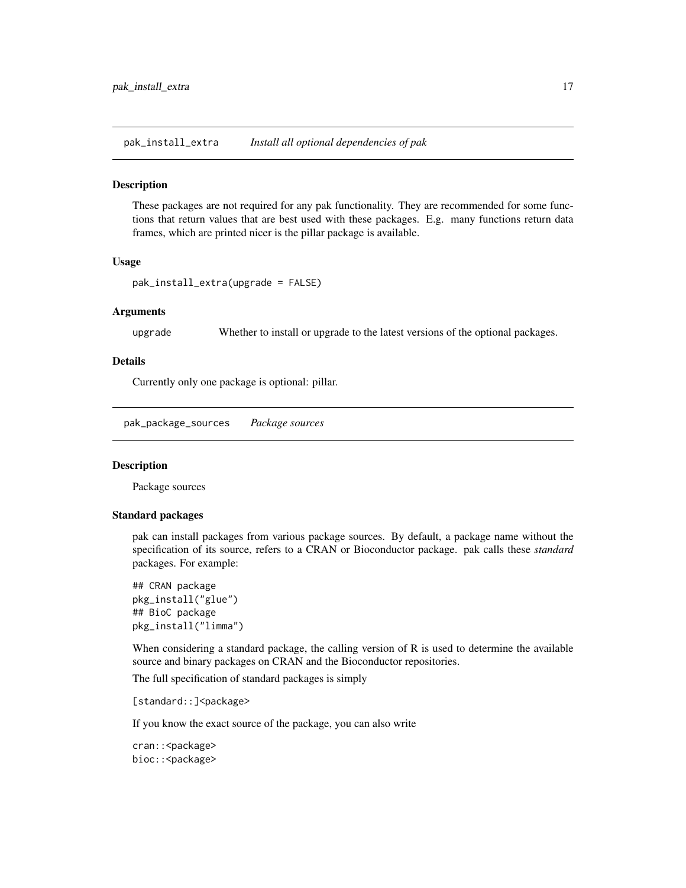## pak_install_extra — *Install all optional dependencies of pak*

### Description

These packages are not required for any pak functionality. They are recommended for some functions that return values that are best used with these packages. E.g. many functions return data frames, which are printed nicer is the pillar package is available.

### Usage

```
pak_install_extra(upgrade = FALSE)
```

### Arguments

| | |
|---|---|
| upgrade | Whether to install or upgrade to the latest versions of the optional packages. |

### Details

Currently only one package is optional: pillar.

## pak_package_sources — *Package sources*

### Description

Package sources

### Standard packages

pak can install packages from various package sources. By default, a package name without the specification of its source, refers to a CRAN or Bioconductor package. pak calls these *standard* packages. For example:

```
## CRAN package
pkg_install("glue")
## BioC package
pkg_install("limma")
```

When considering a standard package, the calling version of R is used to determine the available source and binary packages on CRAN and the Bioconductor repositories.

The full specification of standard packages is simply

```
[standard::]<package>
```

If you know the exact source of the package, you can also write

```
cran::<package>
bioc::<package>
```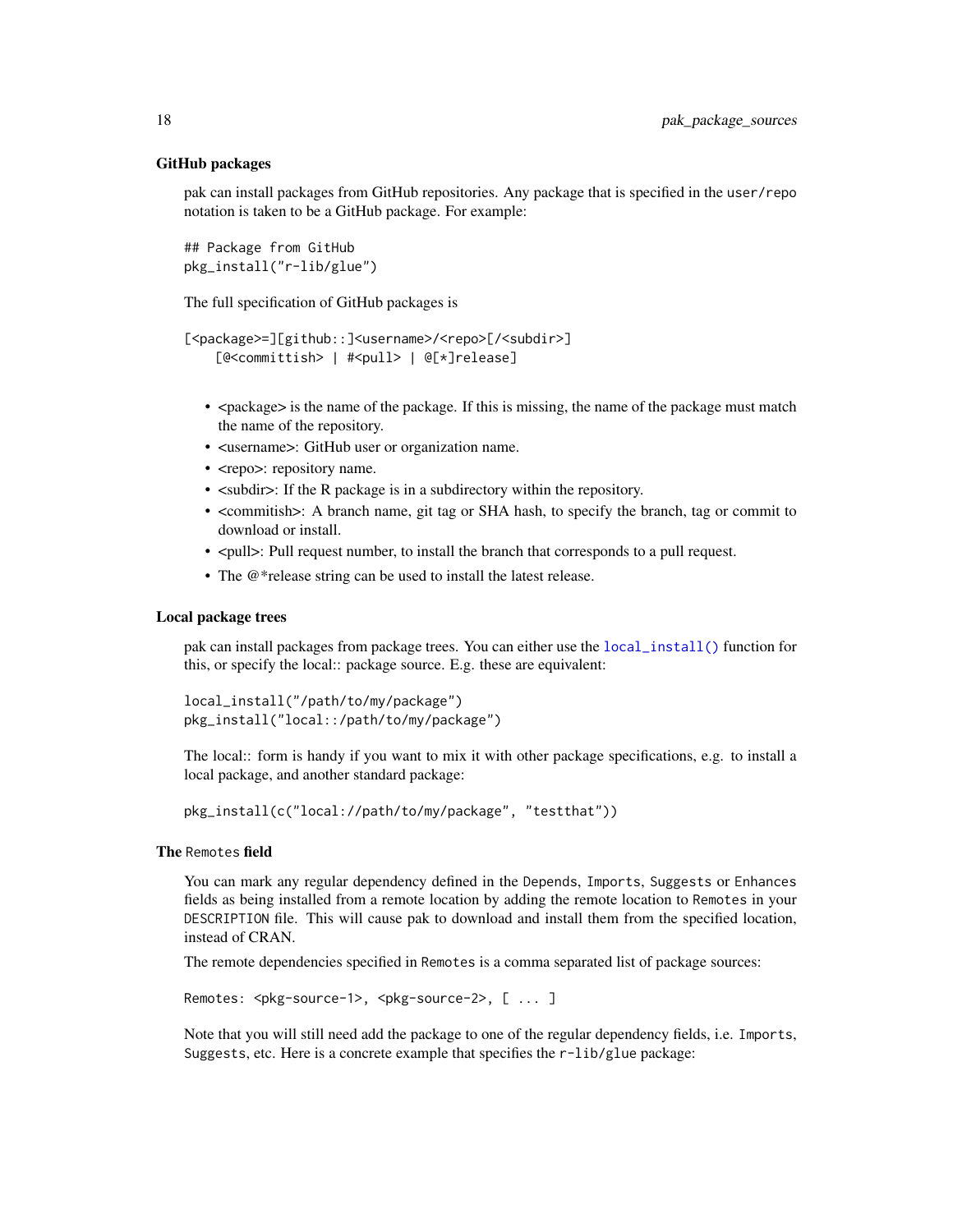### GitHub packages

pak can install packages from GitHub repositories. Any package that is specified in the `user/repo` notation is taken to be a GitHub package. For example:

```
## Package from GitHub
pkg_install("r-lib/glue")
```

The full specification of GitHub packages is

```
[<package>=][github::]<username>/<repo>[/<subdir>]
    [@<committish> | #<pull> | @[*]release]
```

- <package> is the name of the package. If this is missing, the name of the package must match the name of the repository.
- <username>: GitHub user or organization name.
- <repo>: repository name.
- <subdir>: If the R package is in a subdirectory within the repository.
- <commitish>: A branch name, git tag or SHA hash, to specify the branch, tag or commit to download or install.
- <pull>: Pull request number, to install the branch that corresponds to a pull request.
- The @*release string can be used to install the latest release.

### Local package trees

pak can install packages from package trees. You can either use the `local_install()` function for this, or specify the local:: package source. E.g. these are equivalent:

```
local_install("/path/to/my/package")
pkg_install("local::/path/to/my/package")
```

The local:: form is handy if you want to mix it with other package specifications, e.g. to install a local package, and another standard package:

```
pkg_install(c("local://path/to/my/package", "testthat"))
```

### The `Remotes` field

You can mark any regular dependency defined in the `Depends`, `Imports`, `Suggests` or `Enhances` fields as being installed from a remote location by adding the remote location to `Remotes` in your `DESCRIPTION` file. This will cause pak to download and install them from the specified location, instead of CRAN.

The remote dependencies specified in `Remotes` is a comma separated list of package sources:

```
Remotes: <pkg-source-1>, <pkg-source-2>, [ ... ]
```

Note that you will still need add the package to one of the regular dependency fields, i.e. `Imports`, `Suggests`, etc. Here is a concrete example that specifies the `r-lib/glue` package: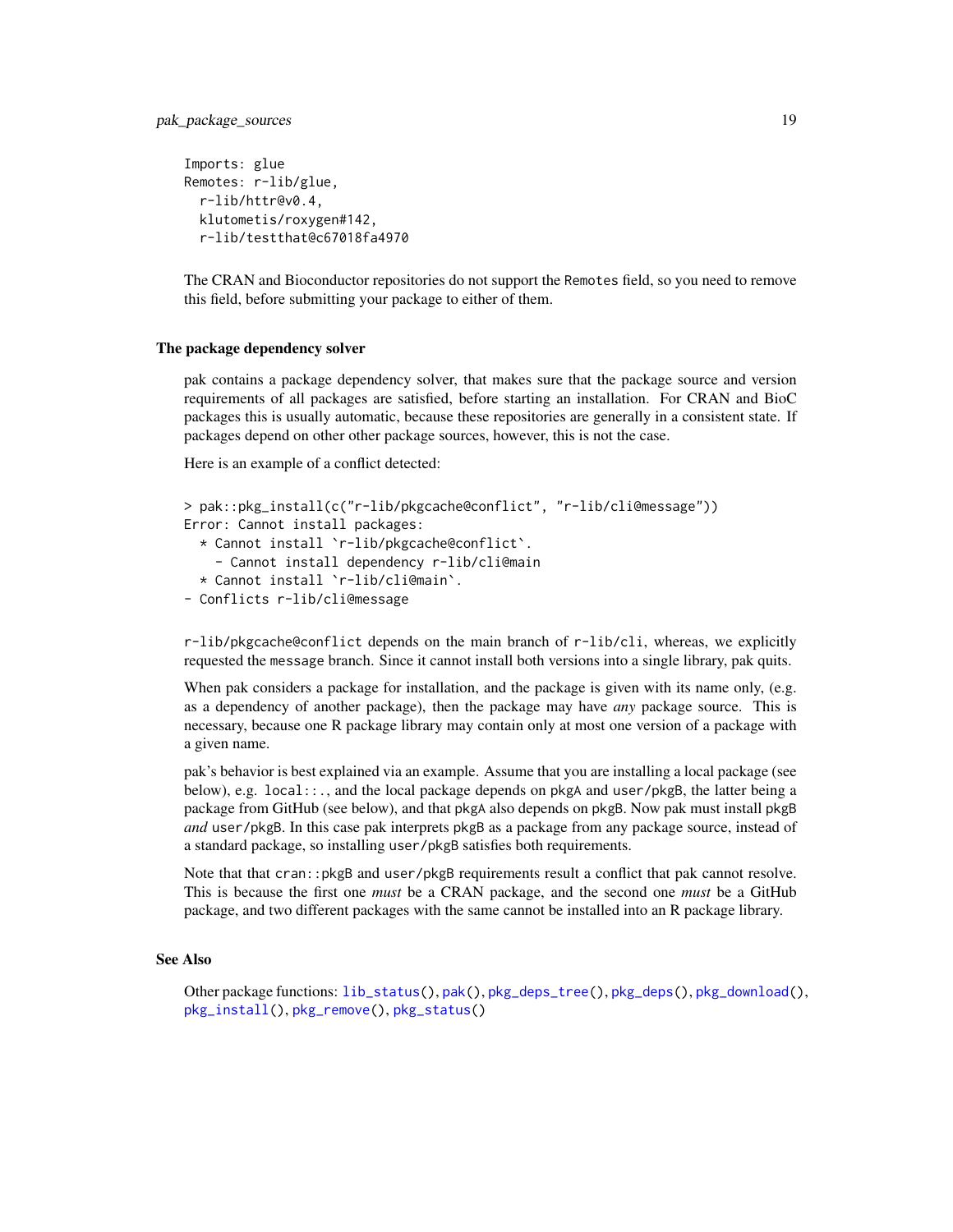```
Imports: glue
Remotes: r-lib/glue,
  r-lib/httr@v0.4,
  klutometis/roxygen#142,
  r-lib/testthat@c67018fa4970
```

The CRAN and Bioconductor repositories do not support the `Remotes` field, so you need to remove this field, before submitting your package to either of them.

### The package dependency solver

pak contains a package dependency solver, that makes sure that the package source and version requirements of all packages are satisfied, before starting an installation. For CRAN and BioC packages this is usually automatic, because these repositories are generally in a consistent state. If packages depend on other other package sources, however, this is not the case.

Here is an example of a conflict detected:

```
> pak::pkg_install(c("r-lib/pkgcache@conflict", "r-lib/cli@message"))
Error: Cannot install packages:
  * Cannot install `r-lib/pkgcache@conflict`.
    - Cannot install dependency r-lib/cli@main
  * Cannot install `r-lib/cli@main`.
- Conflicts r-lib/cli@message
```

`r-lib/pkgcache@conflict` depends on the main branch of `r-lib/cli`, whereas, we explicitly requested the `message` branch. Since it cannot install both versions into a single library, pak quits.

When pak considers a package for installation, and the package is given with its name only, (e.g. as a dependency of another package), then the package may have *any* package source. This is necessary, because one R package library may contain only at most one version of a package with a given name.

pak's behavior is best explained via an example. Assume that you are installing a local package (see below), e.g. `local::.`, and the local package depends on `pkgA` and `user/pkgB`, the latter being a package from GitHub (see below), and that `pkgA` also depends on `pkgB`. Now pak must install `pkgB` *and* `user/pkgB`. In this case pak interprets `pkgB` as a package from any package source, instead of a standard package, so installing `user/pkgB` satisfies both requirements.

Note that that `cran::pkgB` and `user/pkgB` requirements result a conflict that pak cannot resolve. This is because the first one *must* be a CRAN package, and the second one *must* be a GitHub package, and two different packages with the same cannot be installed into an R package library.

### See Also

Other package functions: `lib_status()`, `pak()`, `pkg_deps_tree()`, `pkg_deps()`, `pkg_download()`, `pkg_install()`, `pkg_remove()`, `pkg_status()`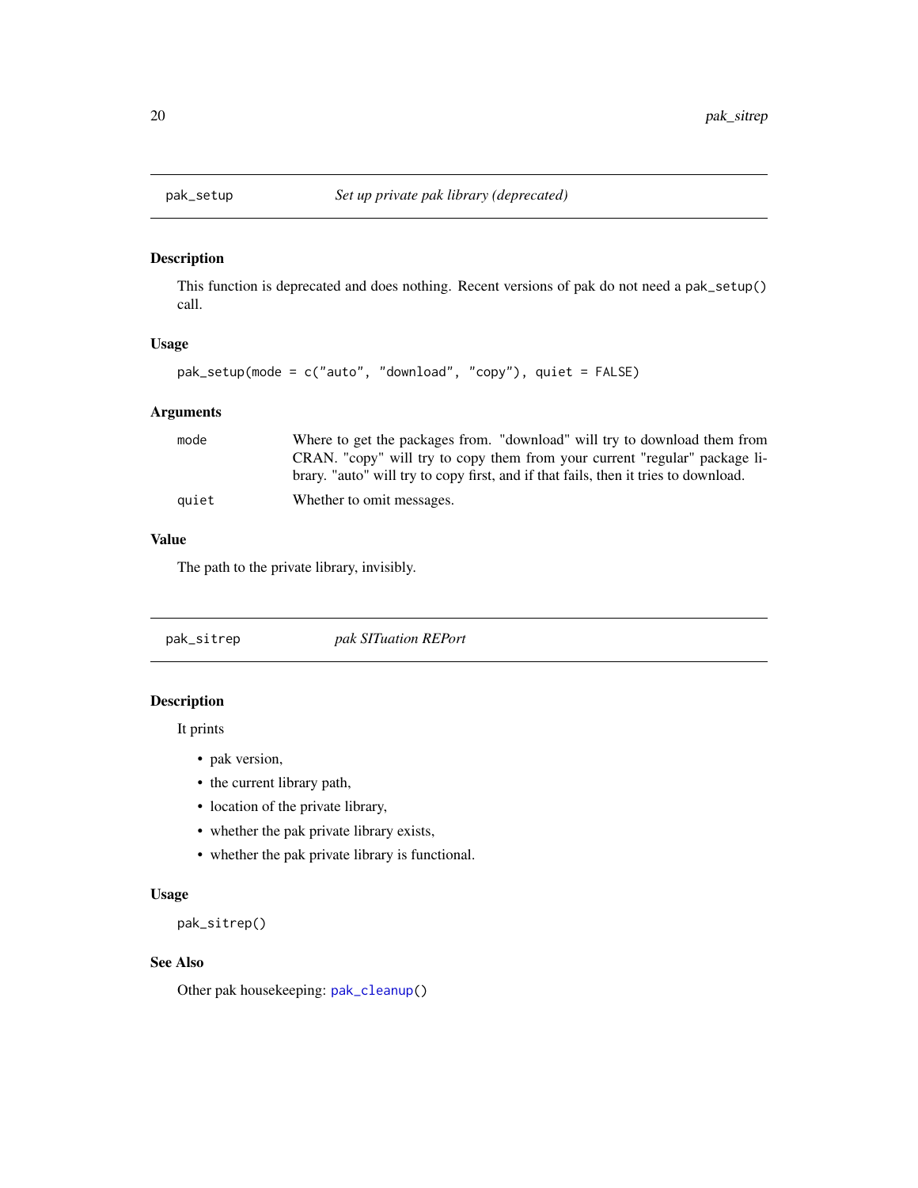## pak_setup — *Set up private pak library (deprecated)*

### Description

This function is deprecated and does nothing. Recent versions of pak do not need a `pak_setup()` call.

### Usage

```
pak_setup(mode = c("auto", "download", "copy"), quiet = FALSE)
```

### Arguments

| | |
|---|---|
| `mode` | Where to get the packages from. "download" will try to download them from CRAN. "copy" will try to copy them from your current "regular" package library. "auto" will try to copy first, and if that fails, then it tries to download. |
| `quiet` | Whether to omit messages. |

### Value

The path to the private library, invisibly.

## pak_sitrep — *pak SITuation REPort*

### Description

It prints

- pak version,
- the current library path,
- location of the private library,
- whether the pak private library exists,
- whether the pak private library is functional.

### Usage

```
pak_sitrep()
```

### See Also

Other pak housekeeping: `pak_cleanup()`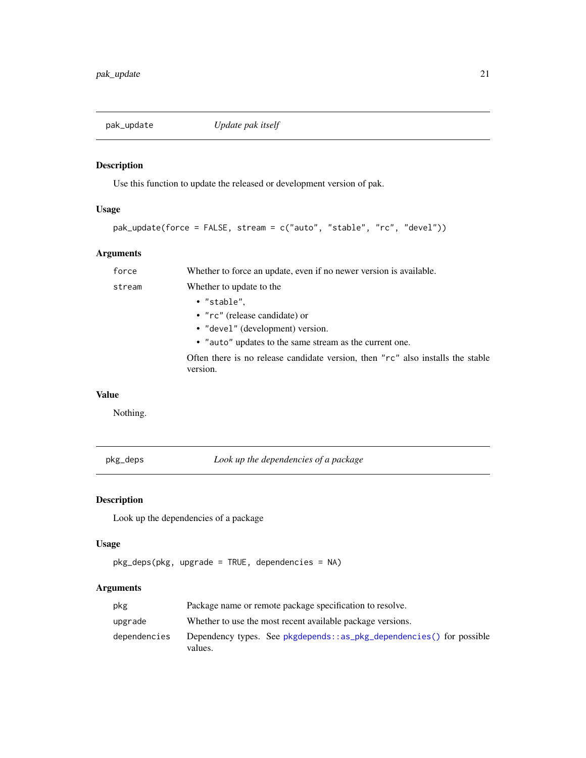## pak_update — *Update pak itself*

### Description

Use this function to update the released or development version of pak.

### Usage

```
pak_update(force = FALSE, stream = c("auto", "stable", "rc", "devel"))
```

### Arguments

| | |
|---|---|
| `force` | Whether to force an update, even if no newer version is available. |
| `stream` | Whether to update to the<br>• `"stable"`,<br>• `"rc"` (release candidate) or<br>• `"devel"` (development) version.<br>• `"auto"` updates to the same stream as the current one.<br><br>Often there is no release candidate version, then `"rc"` also installs the stable version. |

### Value

Nothing.

## pkg_deps — *Look up the dependencies of a package*

### Description

Look up the dependencies of a package

### Usage

```
pkg_deps(pkg, upgrade = TRUE, dependencies = NA)
```

### Arguments

| | |
|---|---|
| `pkg` | Package name or remote package specification to resolve. |
| `upgrade` | Whether to use the most recent available package versions. |
| `dependencies` | Dependency types. See `pkgdepends::as_pkg_dependencies()` for possible values. |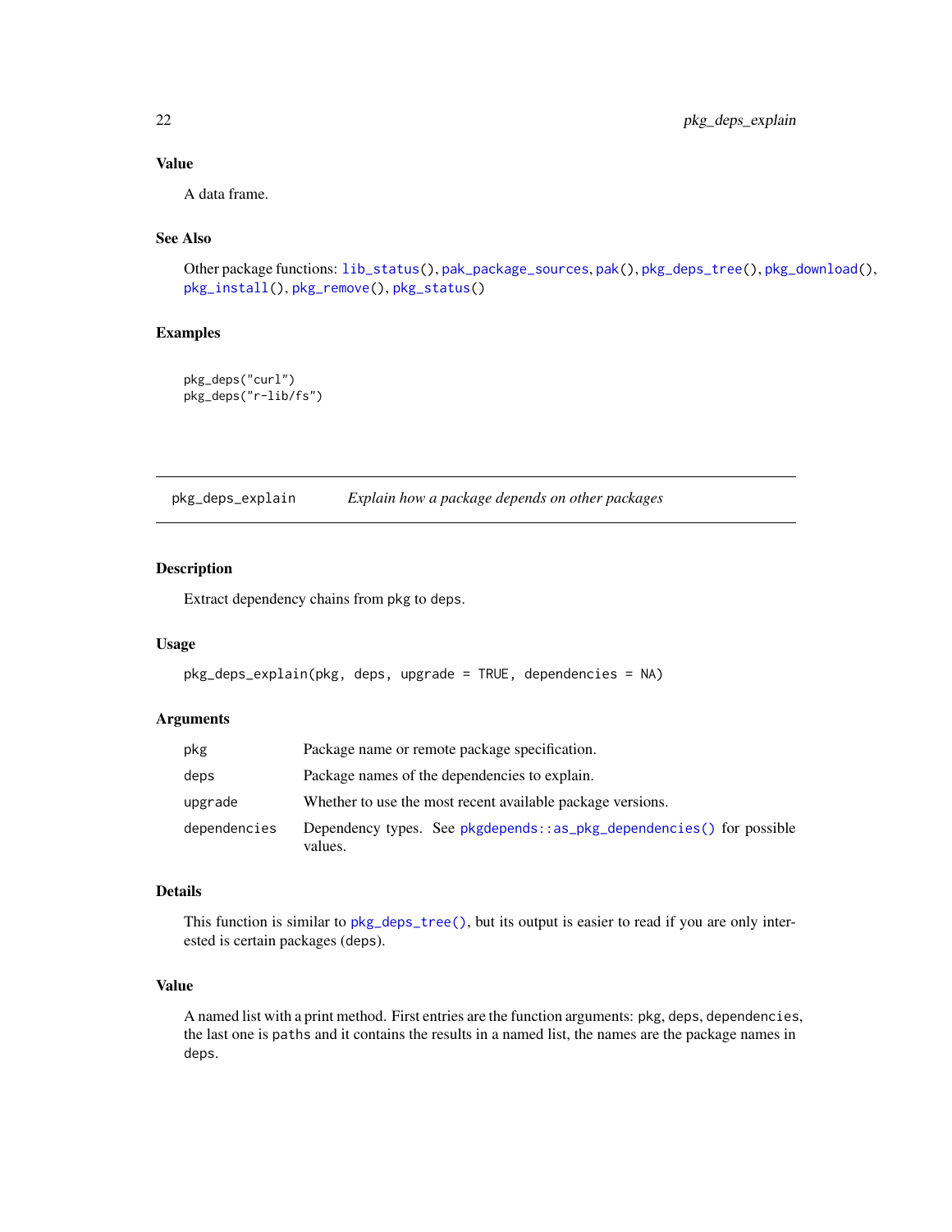### Value

A data frame.

### See Also

Other package functions: `lib_status()`, `pak_package_sources`, `pak()`, `pkg_deps_tree()`, `pkg_download()`, `pkg_install()`, `pkg_remove()`, `pkg_status()`

### Examples

```
pkg_deps("curl")
pkg_deps("r-lib/fs")
```

---

## pkg_deps_explain — *Explain how a package depends on other packages*

---

### Description

Extract dependency chains from `pkg` to `deps`.

### Usage

```
pkg_deps_explain(pkg, deps, upgrade = TRUE, dependencies = NA)
```

### Arguments

| | |
|---|---|
| `pkg` | Package name or remote package specification. |
| `deps` | Package names of the dependencies to explain. |
| `upgrade` | Whether to use the most recent available package versions. |
| `dependencies` | Dependency types. See `pkgdepends::as_pkg_dependencies()` for possible values. |

### Details

This function is similar to `pkg_deps_tree()`, but its output is easier to read if you are only interested is certain packages (`deps`).

### Value

A named list with a print method. First entries are the function arguments: `pkg`, `deps`, `dependencies`, the last one is `paths` and it contains the results in a named list, the names are the package names in `deps`.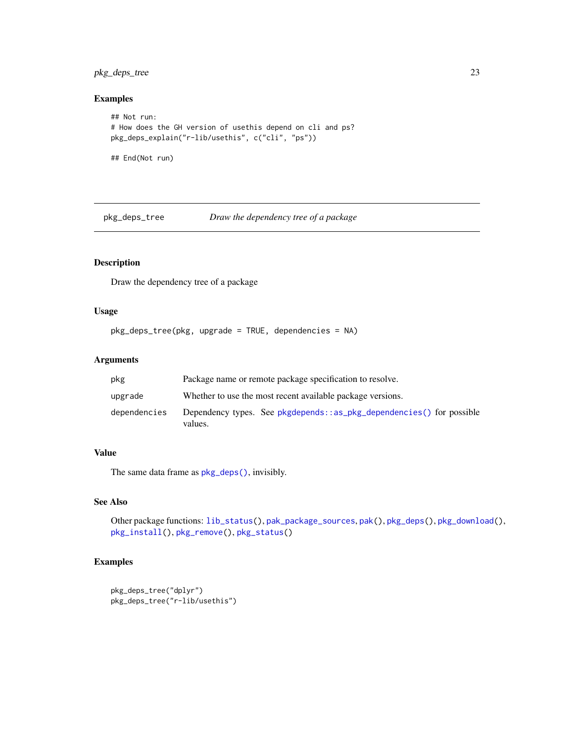### Examples

```
## Not run:
# How does the GH version of usethis depend on cli and ps?
pkg_deps_explain("r-lib/usethis", c("cli", "ps"))

## End(Not run)
```

---

## pkg_deps_tree — *Draw the dependency tree of a package*

---

### Description

Draw the dependency tree of a package

### Usage

```
pkg_deps_tree(pkg, upgrade = TRUE, dependencies = NA)
```

### Arguments

| | |
|---|---|
| `pkg` | Package name or remote package specification to resolve. |
| `upgrade` | Whether to use the most recent available package versions. |
| `dependencies` | Dependency types. See `pkgdepends::as_pkg_dependencies()` for possible values. |

### Value

The same data frame as `pkg_deps()`, invisibly.

### See Also

Other package functions: `lib_status()`, `pak_package_sources`, `pak()`, `pkg_deps()`, `pkg_download()`, `pkg_install()`, `pkg_remove()`, `pkg_status()`

### Examples

```
pkg_deps_tree("dplyr")
pkg_deps_tree("r-lib/usethis")
```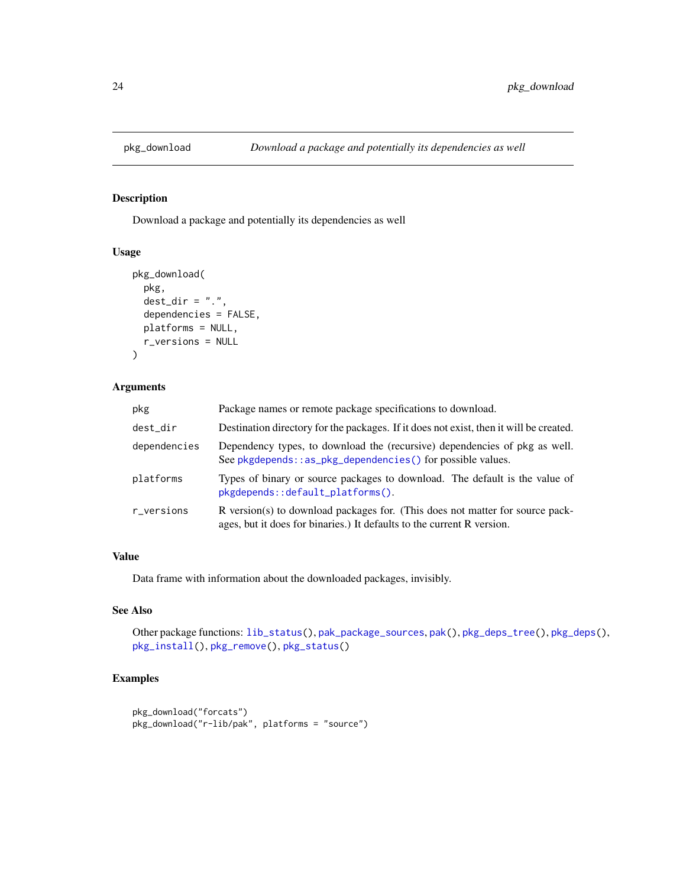## pkg_download — *Download a package and potentially its dependencies as well*

### Description

Download a package and potentially its dependencies as well

### Usage

```
pkg_download(
  pkg,
  dest_dir = ".",
  dependencies = FALSE,
  platforms = NULL,
  r_versions = NULL
)
```

### Arguments

| | |
|---|---|
| pkg | Package names or remote package specifications to download. |
| dest_dir | Destination directory for the packages. If it does not exist, then it will be created. |
| dependencies | Dependency types, to download the (recursive) dependencies of pkg as well. See `pkgdepends::as_pkg_dependencies()` for possible values. |
| platforms | Types of binary or source packages to download. The default is the value of `pkgdepends::default_platforms()`. |
| r_versions | R version(s) to download packages for. (This does not matter for source packages, but it does for binaries.) It defaults to the current R version. |

### Value

Data frame with information about the downloaded packages, invisibly.

### See Also

Other package functions: `lib_status()`, `pak_package_sources`, `pak()`, `pkg_deps_tree()`, `pkg_deps()`, `pkg_install()`, `pkg_remove()`, `pkg_status()`

### Examples

```
pkg_download("forcats")
pkg_download("r-lib/pak", platforms = "source")
```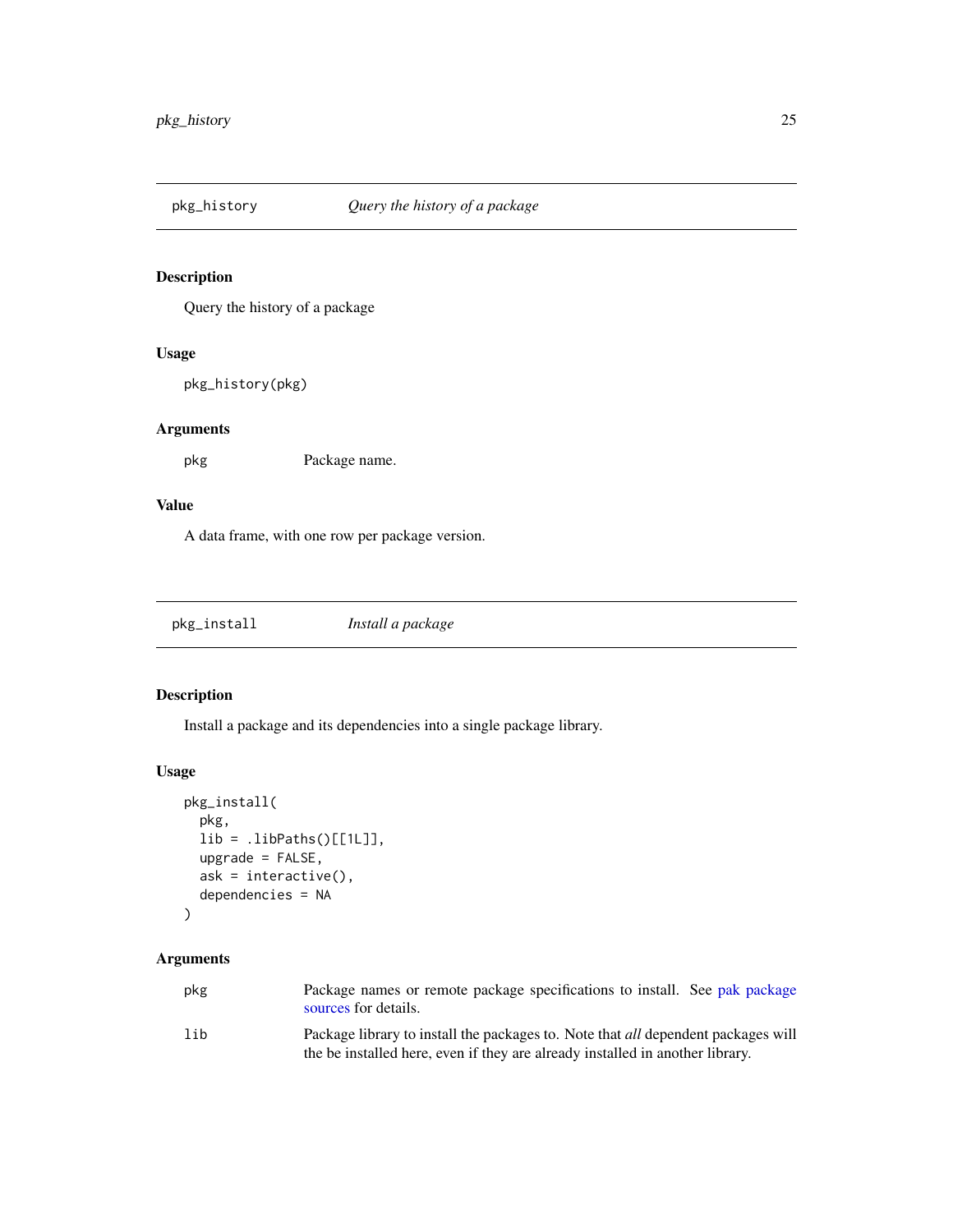## pkg_history — *Query the history of a package*

### Description

Query the history of a package

### Usage

```
pkg_history(pkg)
```

### Arguments

| | |
|---|---|
| pkg | Package name. |

### Value

A data frame, with one row per package version.

## pkg_install — *Install a package*

### Description

Install a package and its dependencies into a single package library.

### Usage

```
pkg_install(
  pkg,
  lib = .libPaths()[[1L]],
  upgrade = FALSE,
  ask = interactive(),
  dependencies = NA
)
```

### Arguments

| | |
|---|---|
| pkg | Package names or remote package specifications to install. See pak package sources for details. |
| lib | Package library to install the packages to. Note that *all* dependent packages will the be installed here, even if they are already installed in another library. |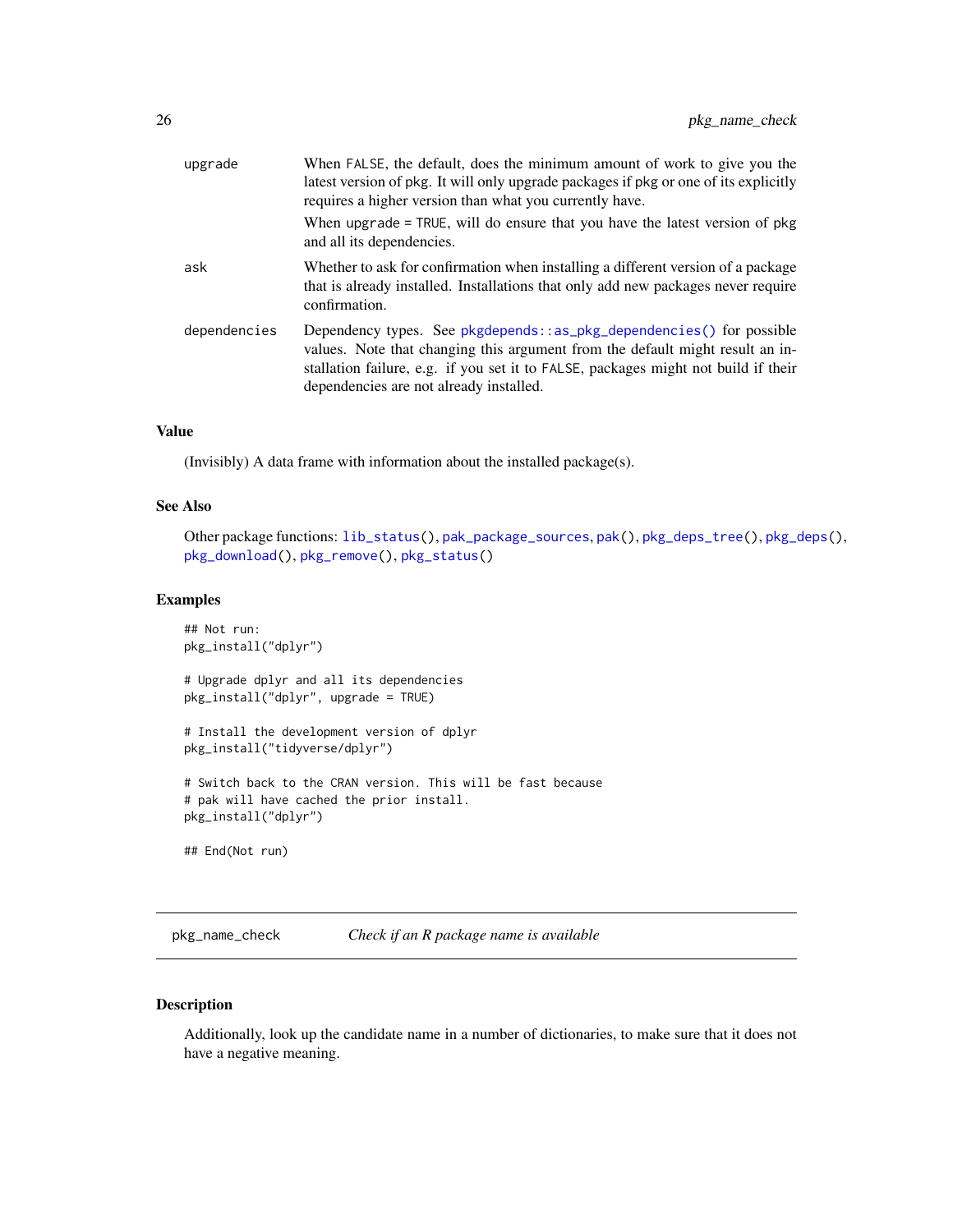| | |
|---|---|
| upgrade | When FALSE, the default, does the minimum amount of work to give you the latest version of pkg. It will only upgrade packages if pkg or one of its explicitly requires a higher version than what you currently have.<br>When upgrade = TRUE, will do ensure that you have the latest version of pkg and all its dependencies. |
| ask | Whether to ask for confirmation when installing a different version of a package that is already installed. Installations that only add new packages never require confirmation. |
| dependencies | Dependency types. See pkgdepends::as_pkg_dependencies() for possible values. Note that changing this argument from the default might result an installation failure, e.g. if you set it to FALSE, packages might not build if their dependencies are not already installed. |

### Value

(Invisibly) A data frame with information about the installed package(s).

### See Also

Other package functions: lib_status(), pak_package_sources, pak(), pkg_deps_tree(), pkg_deps(), pkg_download(), pkg_remove(), pkg_status()

### Examples

```
## Not run:
pkg_install("dplyr")

# Upgrade dplyr and all its dependencies
pkg_install("dplyr", upgrade = TRUE)

# Install the development version of dplyr
pkg_install("tidyverse/dplyr")

# Switch back to the CRAN version. This will be fast because
# pak will have cached the prior install.
pkg_install("dplyr")

## End(Not run)
```

---

## pkg_name_check — *Check if an R package name is available*

### Description

Additionally, look up the candidate name in a number of dictionaries, to make sure that it does not have a negative meaning.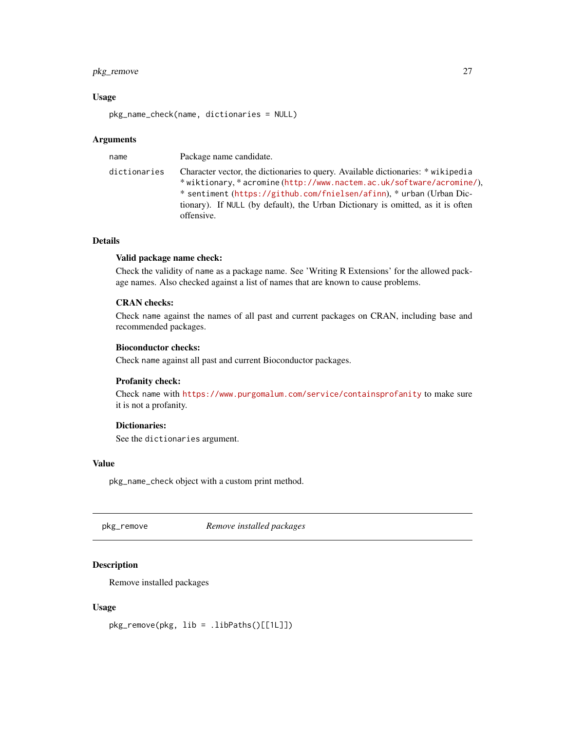### Usage

```
pkg_name_check(name, dictionaries = NULL)
```

### Arguments

| | |
|---|---|
| `name` | Package name candidate. |
| `dictionaries` | Character vector, the dictionaries to query. Available dictionaries: * `wikipedia` * `wiktionary`, * `acromine` (http://www.nactem.ac.uk/software/acromine/), * `sentiment` (https://github.com/fnielsen/afinn), * `urban` (Urban Dictionary). If `NULL` (by default), the Urban Dictionary is omitted, as it is often offensive. |

### Details

**Valid package name check:**

Check the validity of `name` as a package name. See 'Writing R Extensions' for the allowed package names. Also checked against a list of names that are known to cause problems.

**CRAN checks:**

Check `name` against the names of all past and current packages on CRAN, including base and recommended packages.

**Bioconductor checks:**

Check `name` against all past and current Bioconductor packages.

**Profanity check:**

Check `name` with https://www.purgomalum.com/service/containsprofanity to make sure it is not a profanity.

**Dictionaries:**

See the `dictionaries` argument.

### Value

`pkg_name_check` object with a custom print method.

---

## pkg_remove — *Remove installed packages*

---

### Description

Remove installed packages

### Usage

```
pkg_remove(pkg, lib = .libPaths()[[1L]])
```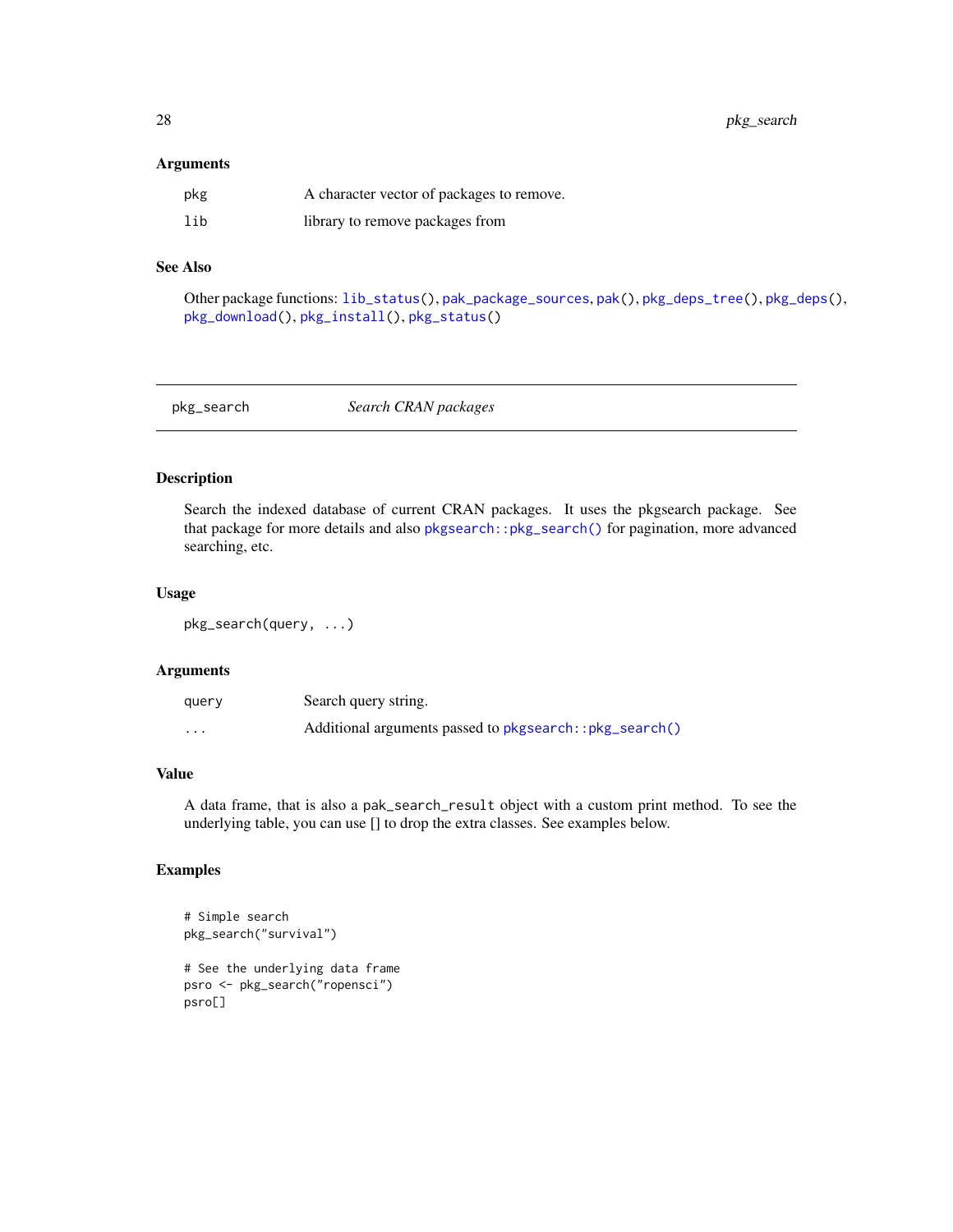### Arguments

| | |
|---|---|
| pkg | A character vector of packages to remove. |
| lib | library to remove packages from |

### See Also

Other package functions: `lib_status()`, `pak_package_sources`, `pak()`, `pkg_deps_tree()`, `pkg_deps()`, `pkg_download()`, `pkg_install()`, `pkg_status()`

---

## pkg_search — *Search CRAN packages*

---

### Description

Search the indexed database of current CRAN packages. It uses the pkgsearch package. See that package for more details and also `pkgsearch::pkg_search()` for pagination, more advanced searching, etc.

### Usage

```
pkg_search(query, ...)
```

### Arguments

| | |
|---|---|
| query | Search query string. |
| ... | Additional arguments passed to `pkgsearch::pkg_search()` |

### Value

A data frame, that is also a `pak_search_result` object with a custom print method. To see the underlying table, you can use [] to drop the extra classes. See examples below.

### Examples

```
# Simple search
pkg_search("survival")

# See the underlying data frame
psro <- pkg_search("ropensci")
psro[]
```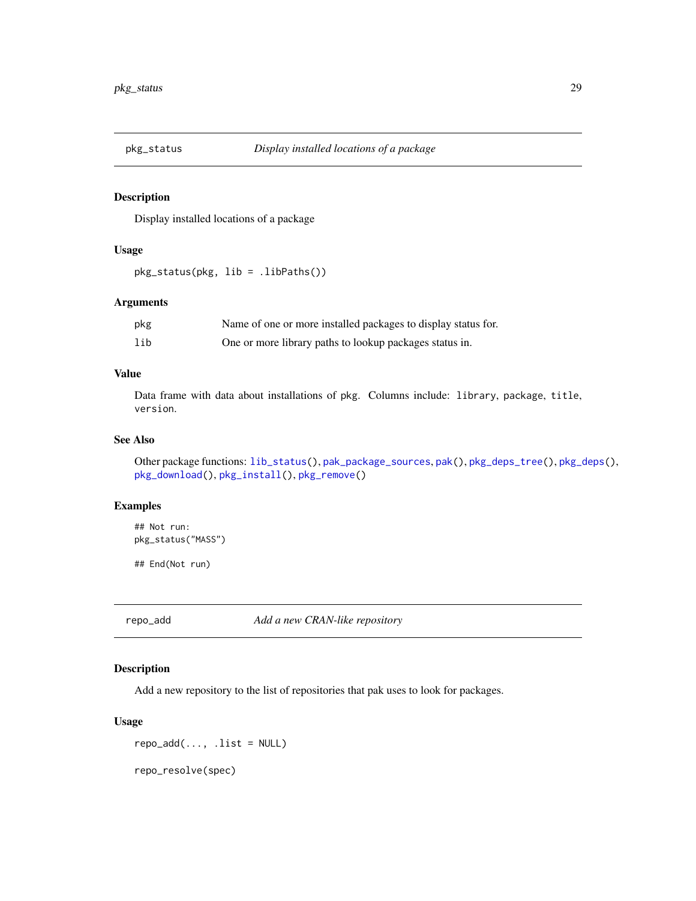## pkg_status — *Display installed locations of a package*

### Description

Display installed locations of a package

### Usage

```
pkg_status(pkg, lib = .libPaths())
```

### Arguments

| | |
|---|---|
| `pkg` | Name of one or more installed packages to display status for. |
| `lib` | One or more library paths to lookup packages status in. |

### Value

Data frame with data about installations of `pkg`. Columns include: `library`, `package`, `title`, `version`.

### See Also

Other package functions: `lib_status()`, `pak_package_sources`, `pak()`, `pkg_deps_tree()`, `pkg_deps()`, `pkg_download()`, `pkg_install()`, `pkg_remove()`

### Examples

```
## Not run:
pkg_status("MASS")

## End(Not run)
```

## repo_add — *Add a new CRAN-like repository*

### Description

Add a new repository to the list of repositories that pak uses to look for packages.

### Usage

```
repo_add(..., .list = NULL)

repo_resolve(spec)
```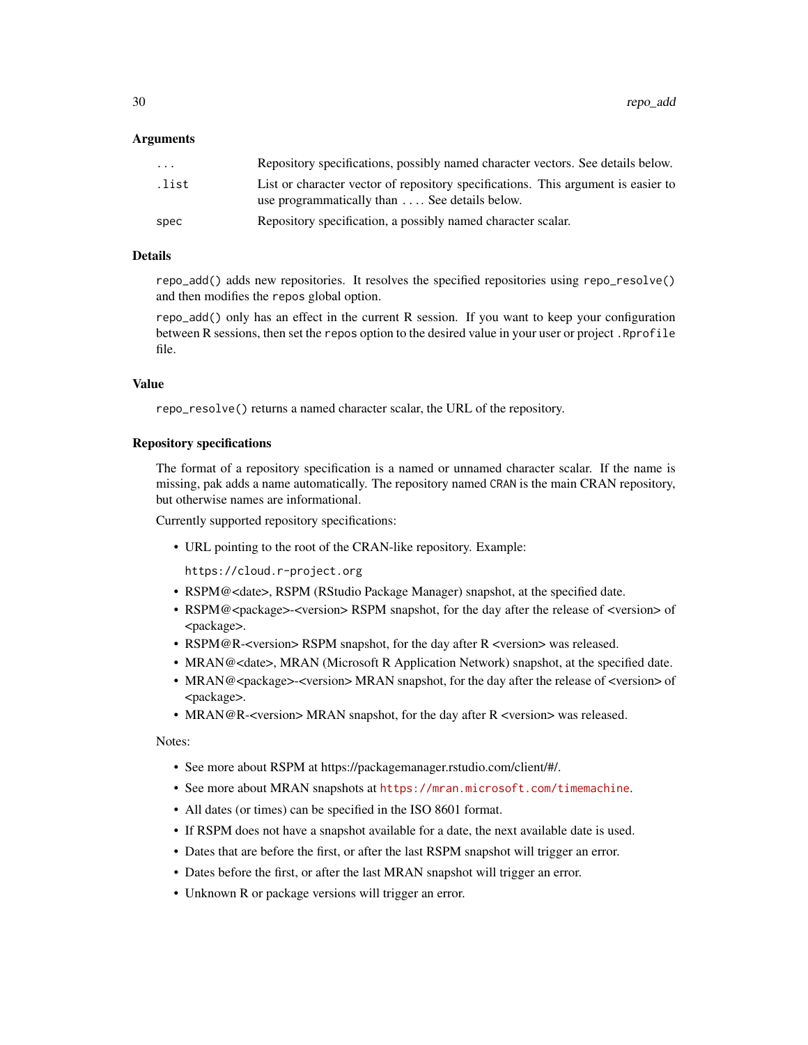### Arguments

| | |
|---|---|
| `...` | Repository specifications, possibly named character vectors. See details below. |
| `.list` | List or character vector of repository specifications. This argument is easier to use programmatically than `...`. See details below. |
| `spec` | Repository specification, a possibly named character scalar. |

### Details

`repo_add()` adds new repositories. It resolves the specified repositories using `repo_resolve()` and then modifies the `repos` global option.

`repo_add()` only has an effect in the current R session. If you want to keep your configuration between R sessions, then set the `repos` option to the desired value in your user or project `.Rprofile` file.

### Value

`repo_resolve()` returns a named character scalar, the URL of the repository.

### Repository specifications

The format of a repository specification is a named or unnamed character scalar. If the name is missing, pak adds a name automatically. The repository named `CRAN` is the main CRAN repository, but otherwise names are informational.

Currently supported repository specifications:

- URL pointing to the root of the CRAN-like repository. Example:

  `https://cloud.r-project.org`
- RSPM@<date>, RSPM (RStudio Package Manager) snapshot, at the specified date.
- RSPM@<package>-<version> RSPM snapshot, for the day after the release of <version> of <package>.
- RSPM@R-<version> RSPM snapshot, for the day after R <version> was released.
- MRAN@<date>, MRAN (Microsoft R Application Network) snapshot, at the specified date.
- MRAN@<package>-<version> MRAN snapshot, for the day after the release of <version> of <package>.
- MRAN@R-<version> MRAN snapshot, for the day after R <version> was released.

Notes:

- See more about RSPM at https://packagemanager.rstudio.com/client/#/.
- See more about MRAN snapshots at `https://mran.microsoft.com/timemachine`.
- All dates (or times) can be specified in the ISO 8601 format.
- If RSPM does not have a snapshot available for a date, the next available date is used.
- Dates that are before the first, or after the last RSPM snapshot will trigger an error.
- Dates before the first, or after the last MRAN snapshot will trigger an error.
- Unknown R or package versions will trigger an error.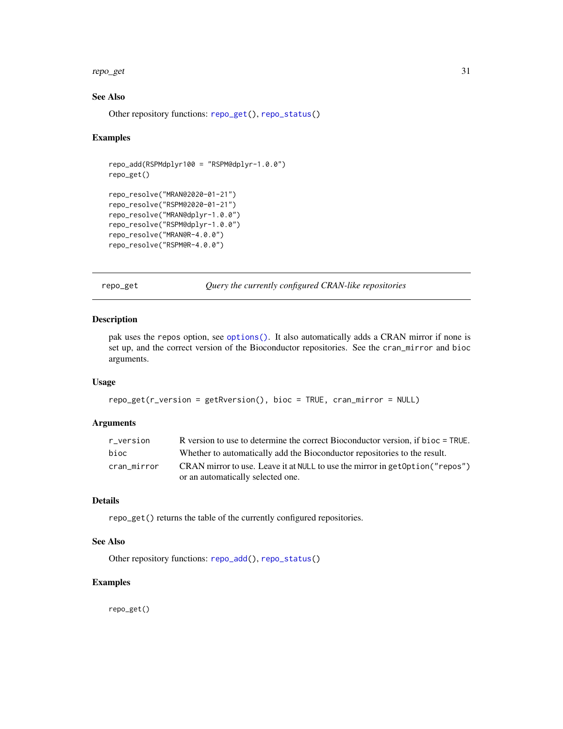## See Also

Other repository functions: repo_get(), repo_status()

## Examples

```
repo_add(RSPMdplyr100 = "RSPM@dplyr-1.0.0")
repo_get()

repo_resolve("MRAN@2020-01-21")
repo_resolve("RSPM@2020-01-21")
repo_resolve("MRAN@dplyr-1.0.0")
repo_resolve("RSPM@dplyr-1.0.0")
repo_resolve("MRAN@R-4.0.0")
repo_resolve("RSPM@R-4.0.0")
```

---

# repo_get — *Query the currently configured CRAN-like repositories*

## Description

pak uses the repos option, see options(). It also automatically adds a CRAN mirror if none is set up, and the correct version of the Bioconductor repositories. See the cran_mirror and bioc arguments.

## Usage

```
repo_get(r_version = getRversion(), bioc = TRUE, cran_mirror = NULL)
```

## Arguments

| | |
|---|---|
| r_version | R version to use to determine the correct Bioconductor version, if bioc = TRUE. |
| bioc | Whether to automatically add the Bioconductor repositories to the result. |
| cran_mirror | CRAN mirror to use. Leave it at NULL to use the mirror in getOption("repos") or an automatically selected one. |

## Details

repo_get() returns the table of the currently configured repositories.

## See Also

Other repository functions: repo_add(), repo_status()

## Examples

```
repo_get()
```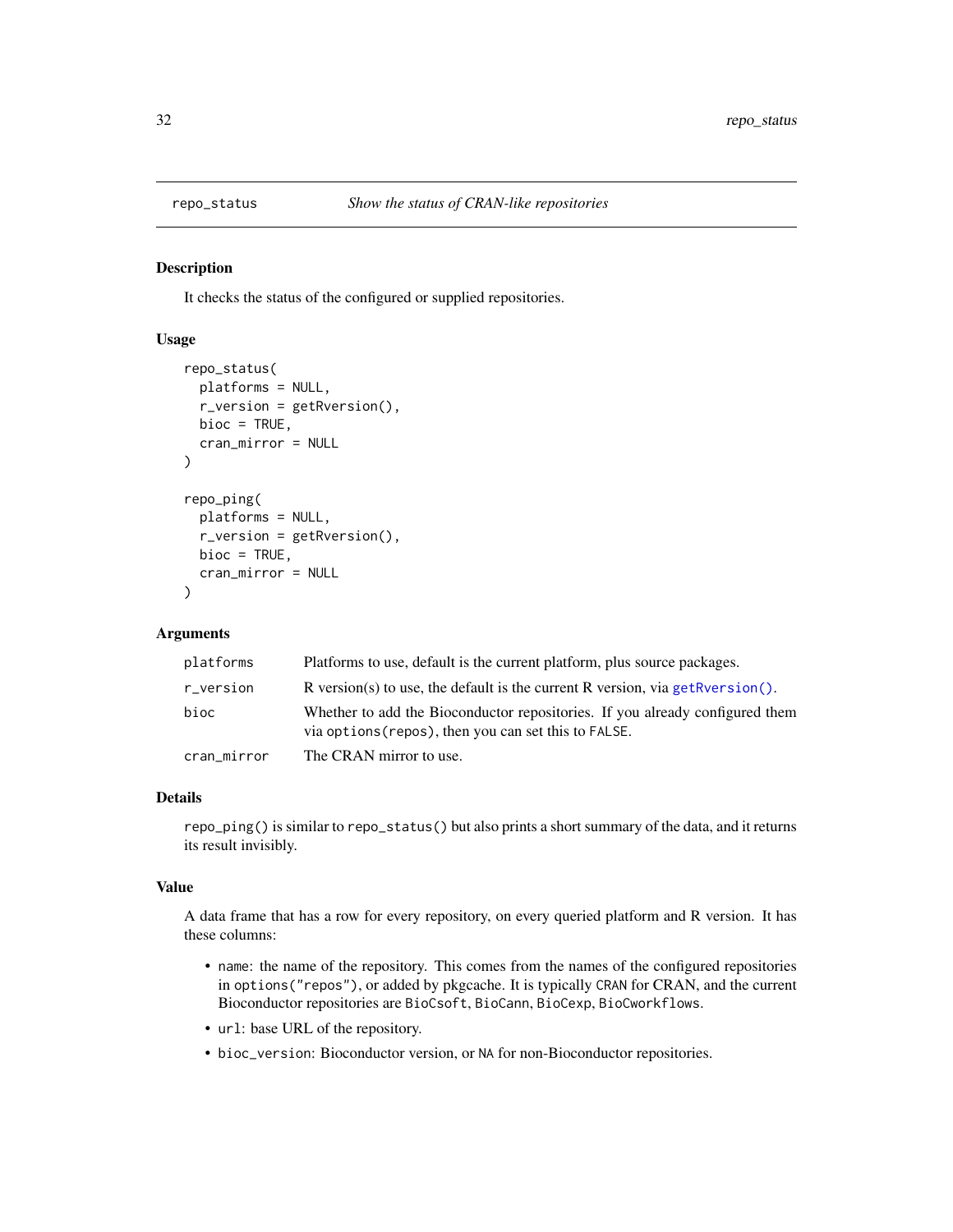## repo_status — *Show the status of CRAN-like repositories*

### Description

It checks the status of the configured or supplied repositories.

### Usage

```
repo_status(
  platforms = NULL,
  r_version = getRversion(),
  bioc = TRUE,
  cran_mirror = NULL
)

repo_ping(
  platforms = NULL,
  r_version = getRversion(),
  bioc = TRUE,
  cran_mirror = NULL
)
```

### Arguments

| | |
|---|---|
| `platforms` | Platforms to use, default is the current platform, plus source packages. |
| `r_version` | R version(s) to use, the default is the current R version, via `getRversion()`. |
| `bioc` | Whether to add the Bioconductor repositories. If you already configured them via `options(repos)`, then you can set this to `FALSE`. |
| `cran_mirror` | The CRAN mirror to use. |

### Details

`repo_ping()` is similar to `repo_status()` but also prints a short summary of the data, and it returns its result invisibly.

### Value

A data frame that has a row for every repository, on every queried platform and R version. It has these columns:

- `name`: the name of the repository. This comes from the names of the configured repositories in `options("repos")`, or added by pkgcache. It is typically `CRAN` for CRAN, and the current Bioconductor repositories are `BioCsoft`, `BioCann`, `BioCexp`, `BioCworkflows`.
- `url`: base URL of the repository.
- `bioc_version`: Bioconductor version, or `NA` for non-Bioconductor repositories.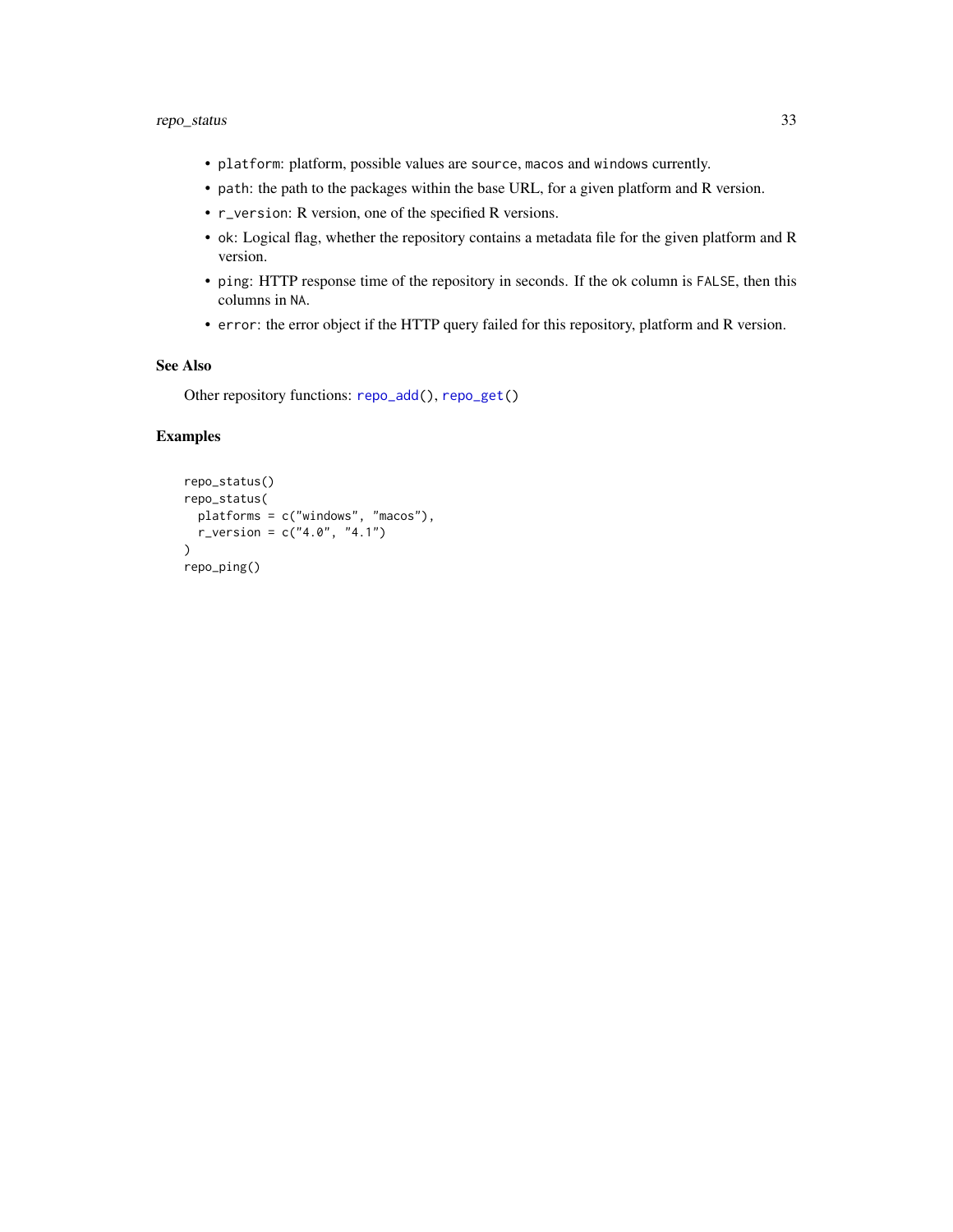- `platform`: platform, possible values are `source`, `macos` and `windows` currently.
- `path`: the path to the packages within the base URL, for a given platform and R version.
- `r_version`: R version, one of the specified R versions.
- `ok`: Logical flag, whether the repository contains a metadata file for the given platform and R version.
- `ping`: HTTP response time of the repository in seconds. If the `ok` column is `FALSE`, then this columns in `NA`.
- `error`: the error object if the HTTP query failed for this repository, platform and R version.

### See Also

Other repository functions: `repo_add()`, `repo_get()`

### Examples

```
repo_status()
repo_status(
  platforms = c("windows", "macos"),
  r_version = c("4.0", "4.1")
)
repo_ping()
```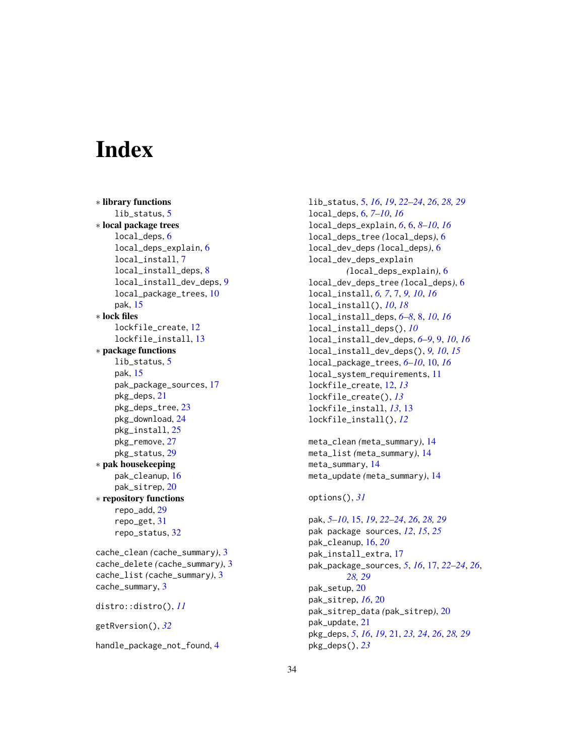# Index

∗ **library functions**
- lib_status, 5

∗ **local package trees**
- local_deps, 6
- local_deps_explain, 6
- local_install, 7
- local_install_deps, 8
- local_install_dev_deps, 9
- local_package_trees, 10
- pak, 15

∗ **lock files**
- lockfile_create, 12
- lockfile_install, 13

∗ **package functions**
- lib_status, 5
- pak, 15
- pak_package_sources, 17
- pkg_deps, 21
- pkg_deps_tree, 23
- pkg_download, 24
- pkg_install, 25
- pkg_remove, 27
- pkg_status, 29

∗ **pak housekeeping**
- pak_cleanup, 16
- pak_sitrep, 20

∗ **repository functions**
- repo_add, 29
- repo_get, 31
- repo_status, 32

cache_clean *(cache_summary)*, 3
cache_delete *(cache_summary)*, 3
cache_list *(cache_summary)*, 3
cache_summary, 3

distro::distro(), *11*

getRversion(), *32*

handle_package_not_found, 4

lib_status, 5, *16*, *19*, *22–24*, *26*, *28, 29*
local_deps, 6, *7–10*, *16*
local_deps_explain, *6*, 6, *8–10*, *16*
local_deps_tree *(local_deps)*, 6
local_dev_deps *(local_deps)*, 6
local_dev_deps_explain *(local_deps_explain)*, 6
local_dev_deps_tree *(local_deps)*, 6
local_install, *6, 7*, 7, *9, 10*, *16*
local_install(), *10*, *18*
local_install_deps, *6–8*, 8, *10*, *16*
local_install_deps(), *10*
local_install_dev_deps, *6–9*, 9, *10*, *16*
local_install_dev_deps(), *9, 10*, *15*
local_package_trees, *6–10*, 10, *16*
local_system_requirements, 11
lockfile_create, 12, *13*
lockfile_create(), *13*
lockfile_install, *13*, 13
lockfile_install(), *12*

meta_clean *(meta_summary)*, 14
meta_list *(meta_summary)*, 14
meta_summary, 14
meta_update *(meta_summary)*, 14

options(), *31*

pak, *5–10*, 15, *19*, *22–24*, *26*, *28, 29*
pak package sources, *12*, *15*, *25*
pak_cleanup, 16, *20*
pak_install_extra, 17
pak_package_sources, *5*, *16*, 17, *22–24*, *26*, *28, 29*
pak_setup, 20
pak_sitrep, *16*, 20
pak_sitrep_data *(pak_sitrep)*, 20
pak_update, 21
pkg_deps, *5*, *16*, *19*, 21, *23, 24*, *26*, *28, 29*
pkg_deps(), *23*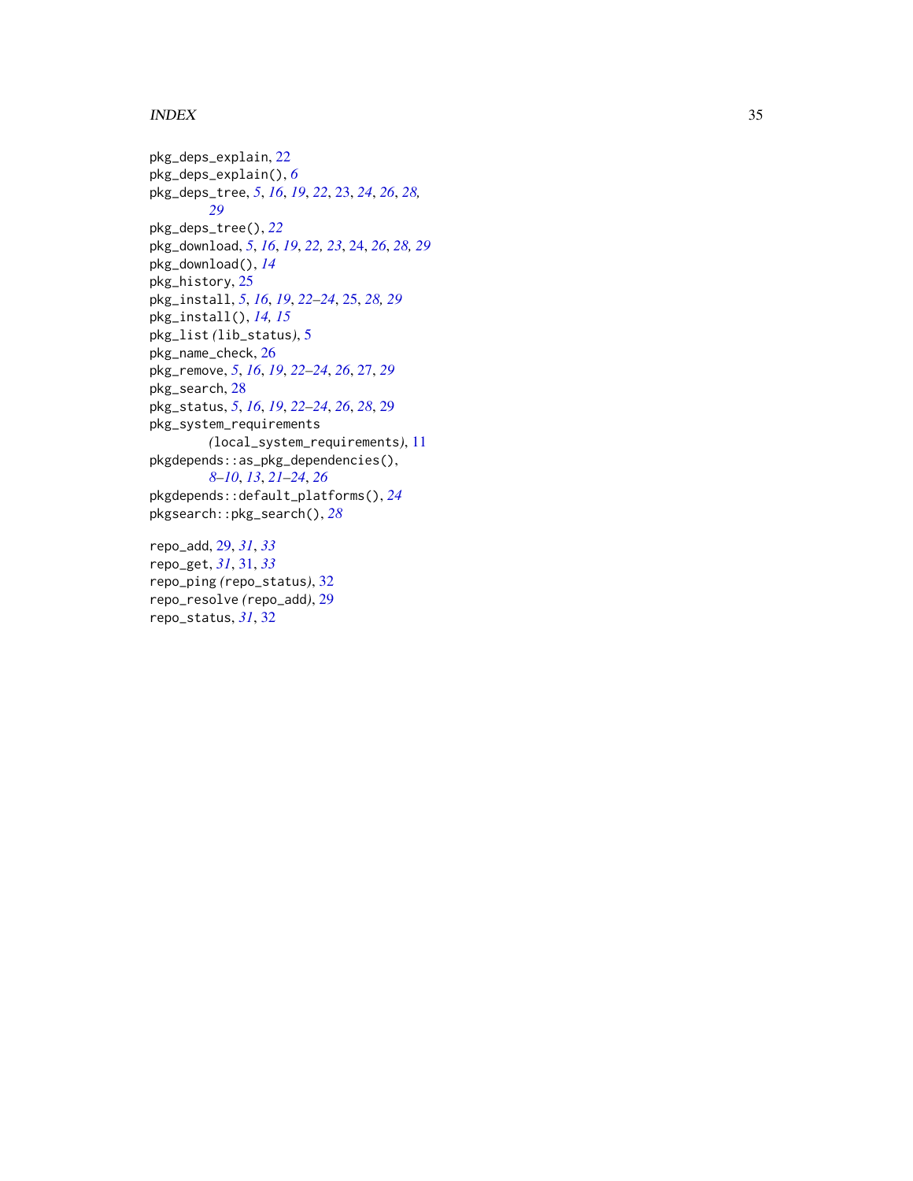pkg_deps_explain, 22
pkg_deps_explain(), *6*
pkg_deps_tree, *5*, *16*, *19*, *22*, 23, *24*, *26*, *28*, *29*
pkg_deps_tree(), *22*
pkg_download, *5*, *16*, *19*, *22, 23*, 24, *26*, *28, 29*
pkg_download(), *14*
pkg_history, 25
pkg_install, *5*, *16*, *19*, *22–24*, 25, *28, 29*
pkg_install(), *14, 15*
pkg_list *(*lib_status*)*, 5
pkg_name_check, 26
pkg_remove, *5*, *16*, *19*, *22–24*, *26*, 27, *29*
pkg_search, 28
pkg_status, *5*, *16*, *19*, *22–24*, *26*, *28*, 29
pkg_system_requirements *(*local_system_requirements*)*, 11
pkgdepends::as_pkg_dependencies(), *8–10*, *13*, *21–24*, *26*
pkgdepends::default_platforms(), *24*
pkgsearch::pkg_search(), *28*

repo_add, 29, *31*, *33*
repo_get, *31*, 31, *33*
repo_ping *(*repo_status*)*, 32
repo_resolve *(*repo_add*)*, 29
repo_status, *31*, 32